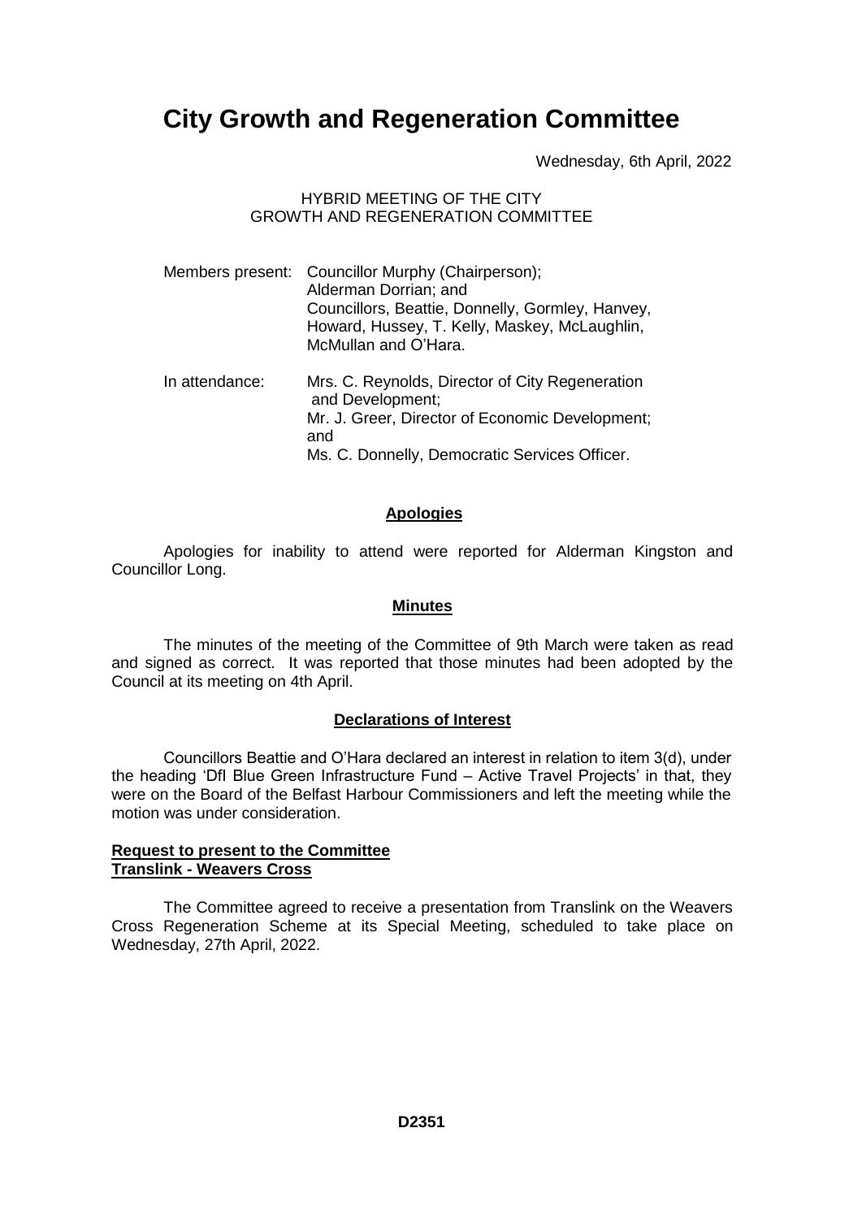# City Growth and Regeneration Committee

Wednesday, 6th April, 2022

HYBRID MEETING OF THE CITY GROWTH AND REGENERATION COMMITTEE

Members present: Councillor Murphy (Chairperson);
Alderman Dorrian; and
Councillors, Beattie, Donnelly, Gormley, Hanvey, Howard, Hussey, T. Kelly, Maskey, McLaughlin, McMullan and O'Hara.

In attendance: Mrs. C. Reynolds, Director of City Regeneration and Development;
Mr. J. Greer, Director of Economic Development; and
Ms. C. Donnelly, Democratic Services Officer.

## Apologies

Apologies for inability to attend were reported for Alderman Kingston and Councillor Long.

## Minutes

The minutes of the meeting of the Committee of 9th March were taken as read and signed as correct. It was reported that those minutes had been adopted by the Council at its meeting on 4th April.

## Declarations of Interest

Councillors Beattie and O'Hara declared an interest in relation to item 3(d), under the heading 'DfI Blue Green Infrastructure Fund – Active Travel Projects' in that, they were on the Board of the Belfast Harbour Commissioners and left the meeting while the motion was under consideration.

## Request to present to the Committee
## Translink - Weavers Cross

The Committee agreed to receive a presentation from Translink on the Weavers Cross Regeneration Scheme at its Special Meeting, scheduled to take place on Wednesday, 27th April, 2022.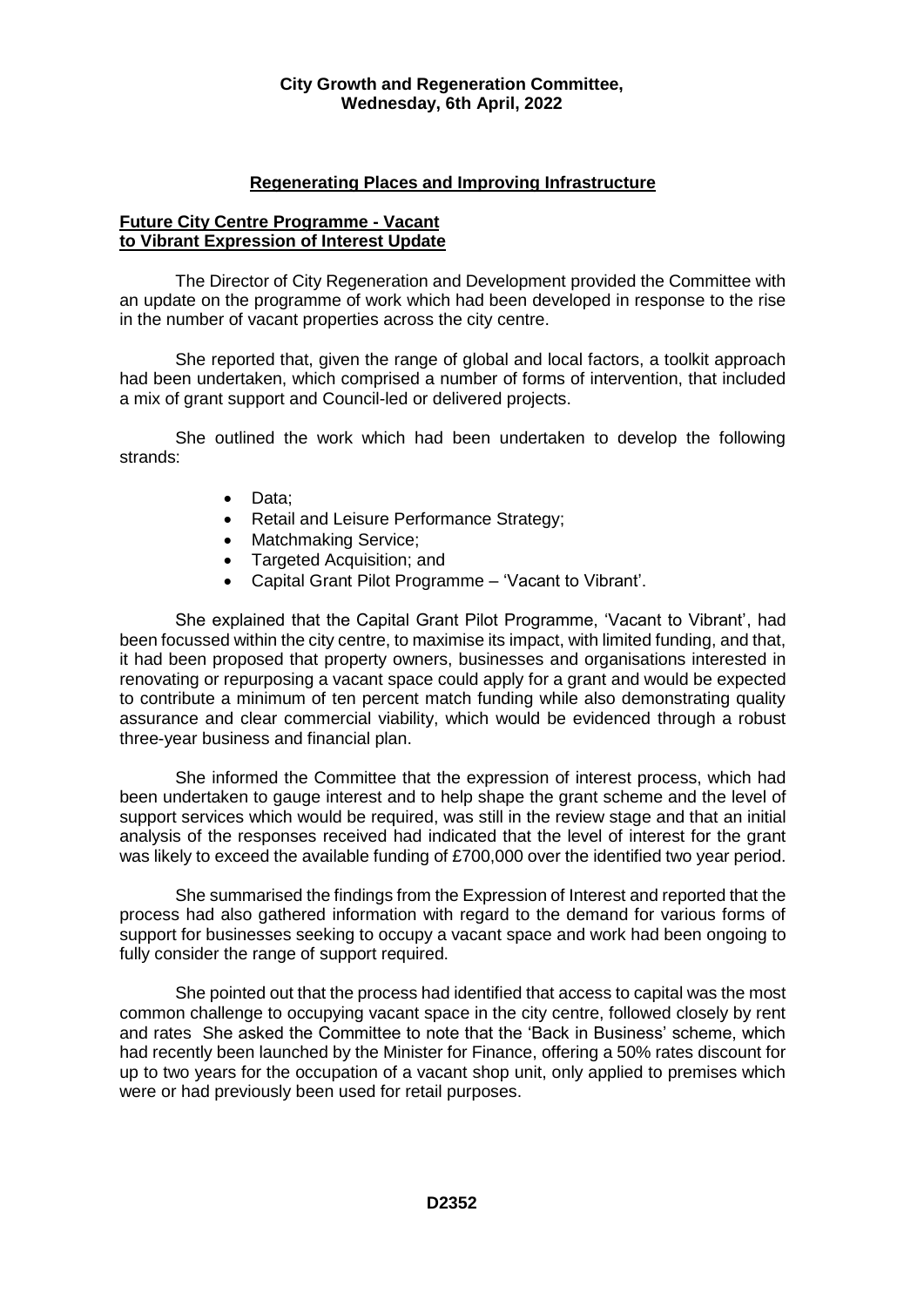**City Growth and Regeneration Committee,**
**Wednesday, 6th April, 2022**

## Regenerating Places and Improving Infrastructure

### Future City Centre Programme - Vacant to Vibrant Expression of Interest Update

The Director of City Regeneration and Development provided the Committee with an update on the programme of work which had been developed in response to the rise in the number of vacant properties across the city centre.

She reported that, given the range of global and local factors, a toolkit approach had been undertaken, which comprised a number of forms of intervention, that included a mix of grant support and Council-led or delivered projects.

She outlined the work which had been undertaken to develop the following strands:

- Data;
- Retail and Leisure Performance Strategy;
- Matchmaking Service;
- Targeted Acquisition; and
- Capital Grant Pilot Programme – 'Vacant to Vibrant'.

She explained that the Capital Grant Pilot Programme, 'Vacant to Vibrant', had been focussed within the city centre, to maximise its impact, with limited funding, and that, it had been proposed that property owners, businesses and organisations interested in renovating or repurposing a vacant space could apply for a grant and would be expected to contribute a minimum of ten percent match funding while also demonstrating quality assurance and clear commercial viability, which would be evidenced through a robust three-year business and financial plan.

She informed the Committee that the expression of interest process, which had been undertaken to gauge interest and to help shape the grant scheme and the level of support services which would be required, was still in the review stage and that an initial analysis of the responses received had indicated that the level of interest for the grant was likely to exceed the available funding of £700,000 over the identified two year period.

She summarised the findings from the Expression of Interest and reported that the process had also gathered information with regard to the demand for various forms of support for businesses seeking to occupy a vacant space and work had been ongoing to fully consider the range of support required.

She pointed out that the process had identified that access to capital was the most common challenge to occupying vacant space in the city centre, followed closely by rent and rates She asked the Committee to note that the 'Back in Business' scheme, which had recently been launched by the Minister for Finance, offering a 50% rates discount for up to two years for the occupation of a vacant shop unit, only applied to premises which were or had previously been used for retail purposes.

**D2352**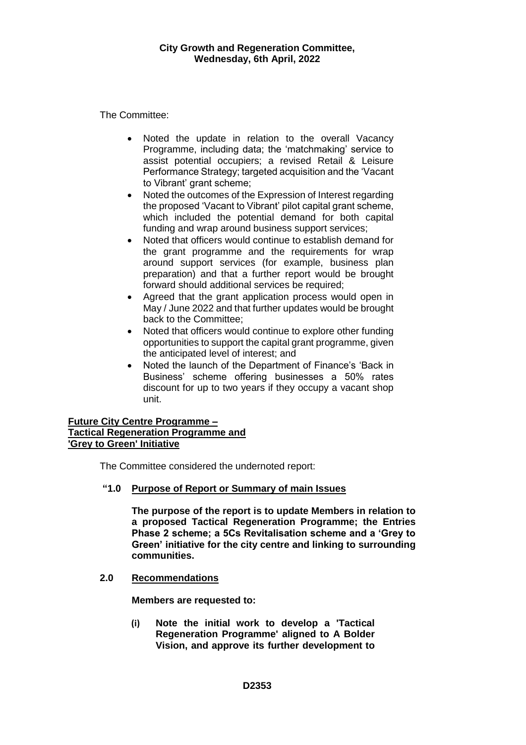The Committee:

- Noted the update in relation to the overall Vacancy Programme, including data; the 'matchmaking' service to assist potential occupiers; a revised Retail & Leisure Performance Strategy; targeted acquisition and the 'Vacant to Vibrant' grant scheme;
- Noted the outcomes of the Expression of Interest regarding the proposed 'Vacant to Vibrant' pilot capital grant scheme, which included the potential demand for both capital funding and wrap around business support services;
- Noted that officers would continue to establish demand for the grant programme and the requirements for wrap around support services (for example, business plan preparation) and that a further report would be brought forward should additional services be required;
- Agreed that the grant application process would open in May / June 2022 and that further updates would be brought back to the Committee;
- Noted that officers would continue to explore other funding opportunities to support the capital grant programme, given the anticipated level of interest; and
- Noted the launch of the Department of Finance's 'Back in Business' scheme offering businesses a 50% rates discount for up to two years if they occupy a vacant shop unit.

**Future City Centre Programme – Tactical Regeneration Programme and 'Grey to Green' Initiative**

The Committee considered the undernoted report:

**"1.0 Purpose of Report or Summary of main Issues**

**The purpose of the report is to update Members in relation to a proposed Tactical Regeneration Programme; the Entries Phase 2 scheme; a 5Cs Revitalisation scheme and a 'Grey to Green' initiative for the city centre and linking to surrounding communities.**

**2.0 Recommendations**

**Members are requested to:**

**(i) Note the initial work to develop a 'Tactical Regeneration Programme' aligned to A Bolder Vision, and approve its further development to**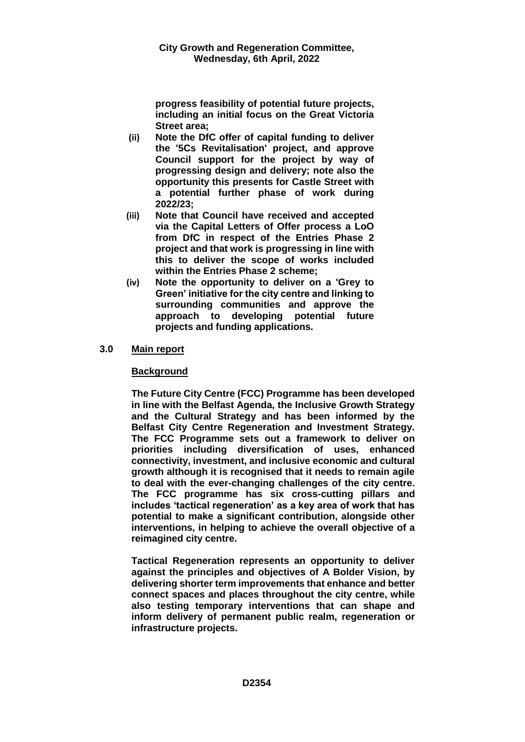**progress feasibility of potential future projects, including an initial focus on the Great Victoria Street area;**

**(ii) Note the DfC offer of capital funding to deliver the '5Cs Revitalisation' project, and approve Council support for the project by way of progressing design and delivery; note also the opportunity this presents for Castle Street with a potential further phase of work during 2022/23;**

**(iii) Note that Council have received and accepted via the Capital Letters of Offer process a LoO from DfC in respect of the Entries Phase 2 project and that work is progressing in line with this to deliver the scope of works included within the Entries Phase 2 scheme;**

**(iv) Note the opportunity to deliver on a 'Grey to Green' initiative for the city centre and linking to surrounding communities and approve the approach to developing potential future projects and funding applications.**

## 3.0 Main report

### Background

**The Future City Centre (FCC) Programme has been developed in line with the Belfast Agenda, the Inclusive Growth Strategy and the Cultural Strategy and has been informed by the Belfast City Centre Regeneration and Investment Strategy. The FCC Programme sets out a framework to deliver on priorities including diversification of uses, enhanced connectivity, investment, and inclusive economic and cultural growth although it is recognised that it needs to remain agile to deal with the ever-changing challenges of the city centre. The FCC programme has six cross-cutting pillars and includes 'tactical regeneration' as a key area of work that has potential to make a significant contribution, alongside other interventions, in helping to achieve the overall objective of a reimagined city centre.**

**Tactical Regeneration represents an opportunity to deliver against the principles and objectives of A Bolder Vision, by delivering shorter term improvements that enhance and better connect spaces and places throughout the city centre, while also testing temporary interventions that can shape and inform delivery of permanent public realm, regeneration or infrastructure projects.**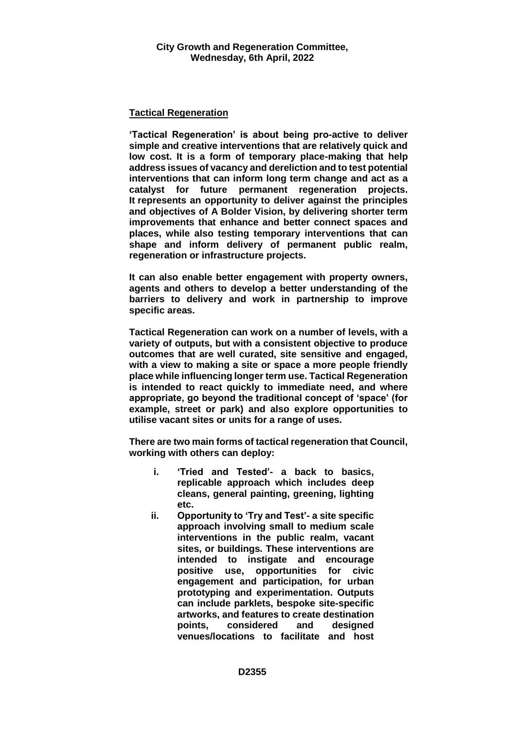## Tactical Regeneration

**'Tactical Regeneration' is about being pro-active to deliver simple and creative interventions that are relatively quick and low cost. It is a form of temporary place-making that help address issues of vacancy and dereliction and to test potential interventions that can inform long term change and act as a catalyst for future permanent regeneration projects. It represents an opportunity to deliver against the principles and objectives of A Bolder Vision, by delivering shorter term improvements that enhance and better connect spaces and places, while also testing temporary interventions that can shape and inform delivery of permanent public realm, regeneration or infrastructure projects.**

**It can also enable better engagement with property owners, agents and others to develop a better understanding of the barriers to delivery and work in partnership to improve specific areas.**

**Tactical Regeneration can work on a number of levels, with a variety of outputs, but with a consistent objective to produce outcomes that are well curated, site sensitive and engaged, with a view to making a site or space a more people friendly place while influencing longer term use. Tactical Regeneration is intended to react quickly to immediate need, and where appropriate, go beyond the traditional concept of 'space' (for example, street or park) and also explore opportunities to utilise vacant sites or units for a range of uses.**

**There are two main forms of tactical regeneration that Council, working with others can deploy:**

- **i. 'Tried and Tested'- a back to basics, replicable approach which includes deep cleans, general painting, greening, lighting etc.**
- **ii. Opportunity to 'Try and Test'- a site specific approach involving small to medium scale interventions in the public realm, vacant sites, or buildings. These interventions are intended to instigate and encourage positive use, opportunities for civic engagement and participation, for urban prototyping and experimentation. Outputs can include parklets, bespoke site-specific artworks, and features to create destination points, considered and designed venues/locations to facilitate and host**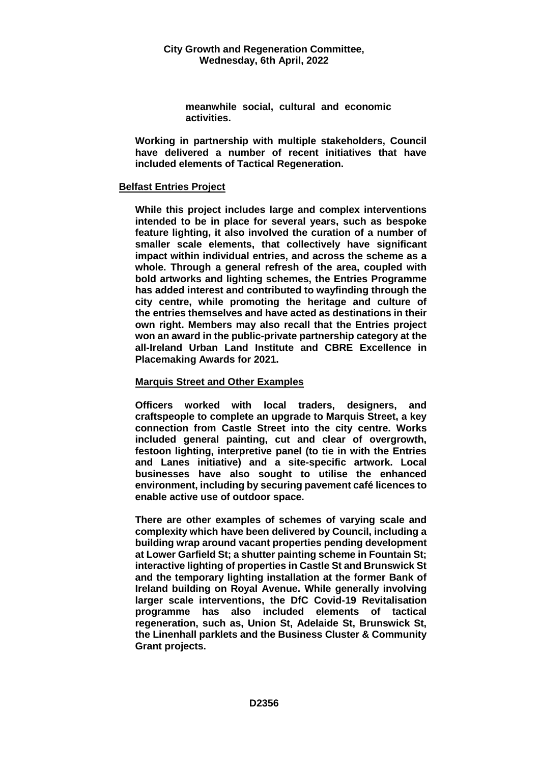**meanwhile social, cultural and economic activities.**

**Working in partnership with multiple stakeholders, Council have delivered a number of recent initiatives that have included elements of Tactical Regeneration.**

**Belfast Entries Project**

**While this project includes large and complex interventions intended to be in place for several years, such as bespoke feature lighting, it also involved the curation of a number of smaller scale elements, that collectively have significant impact within individual entries, and across the scheme as a whole. Through a general refresh of the area, coupled with bold artworks and lighting schemes, the Entries Programme has added interest and contributed to wayfinding through the city centre, while promoting the heritage and culture of the entries themselves and have acted as destinations in their own right. Members may also recall that the Entries project won an award in the public-private partnership category at the all-Ireland Urban Land Institute and CBRE Excellence in Placemaking Awards for 2021.**

**Marquis Street and Other Examples**

**Officers worked with local traders, designers, and craftspeople to complete an upgrade to Marquis Street, a key connection from Castle Street into the city centre. Works included general painting, cut and clear of overgrowth, festoon lighting, interpretive panel (to tie in with the Entries and Lanes initiative) and a site-specific artwork. Local businesses have also sought to utilise the enhanced environment, including by securing pavement café licences to enable active use of outdoor space.**

**There are other examples of schemes of varying scale and complexity which have been delivered by Council, including a building wrap around vacant properties pending development at Lower Garfield St; a shutter painting scheme in Fountain St; interactive lighting of properties in Castle St and Brunswick St and the temporary lighting installation at the former Bank of Ireland building on Royal Avenue. While generally involving larger scale interventions, the DfC Covid-19 Revitalisation programme has also included elements of tactical regeneration, such as, Union St, Adelaide St, Brunswick St, the Linenhall parklets and the Business Cluster & Community Grant projects.**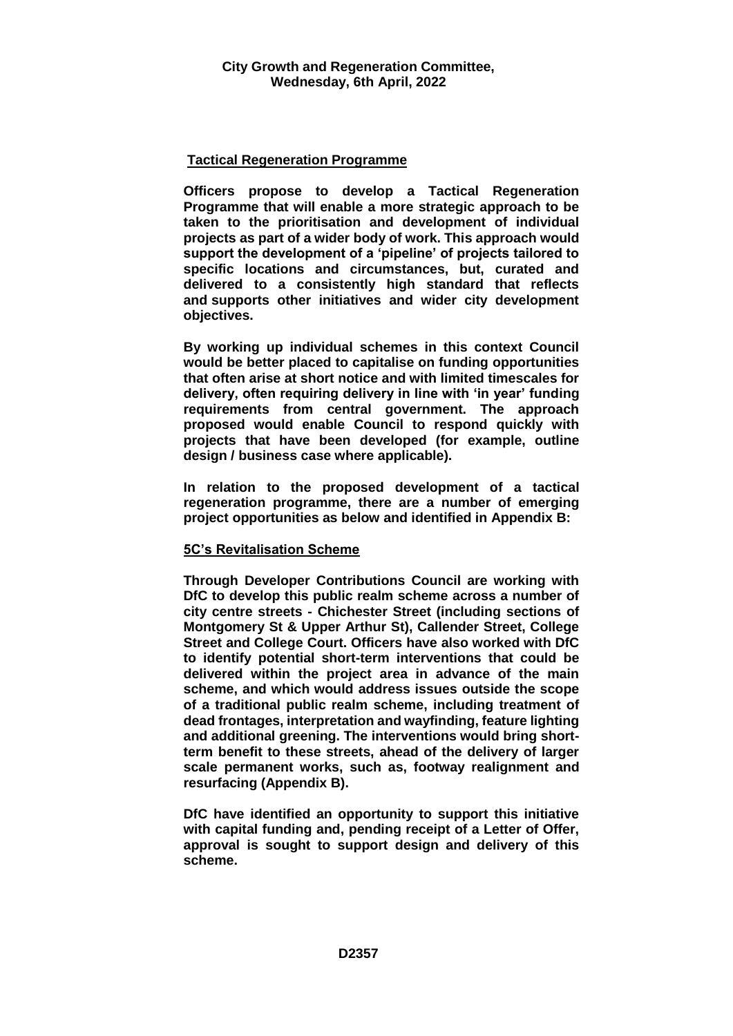## Tactical Regeneration Programme

**Officers propose to develop a Tactical Regeneration Programme that will enable a more strategic approach to be taken to the prioritisation and development of individual projects as part of a wider body of work. This approach would support the development of a 'pipeline' of projects tailored to specific locations and circumstances, but, curated and delivered to a consistently high standard that reflects and supports other initiatives and wider city development objectives.**

**By working up individual schemes in this context Council would be better placed to capitalise on funding opportunities that often arise at short notice and with limited timescales for delivery, often requiring delivery in line with 'in year' funding requirements from central government. The approach proposed would enable Council to respond quickly with projects that have been developed (for example, outline design / business case where applicable).**

**In relation to the proposed development of a tactical regeneration programme, there are a number of emerging project opportunities as below and identified in Appendix B:**

### 5C's Revitalisation Scheme

**Through Developer Contributions Council are working with DfC to develop this public realm scheme across a number of city centre streets - Chichester Street (including sections of Montgomery St & Upper Arthur St), Callender Street, College Street and College Court. Officers have also worked with DfC to identify potential short-term interventions that could be delivered within the project area in advance of the main scheme, and which would address issues outside the scope of a traditional public realm scheme, including treatment of dead frontages, interpretation and wayfinding, feature lighting and additional greening. The interventions would bring short-term benefit to these streets, ahead of the delivery of larger scale permanent works, such as, footway realignment and resurfacing (Appendix B).**

**DfC have identified an opportunity to support this initiative with capital funding and, pending receipt of a Letter of Offer, approval is sought to support design and delivery of this scheme.**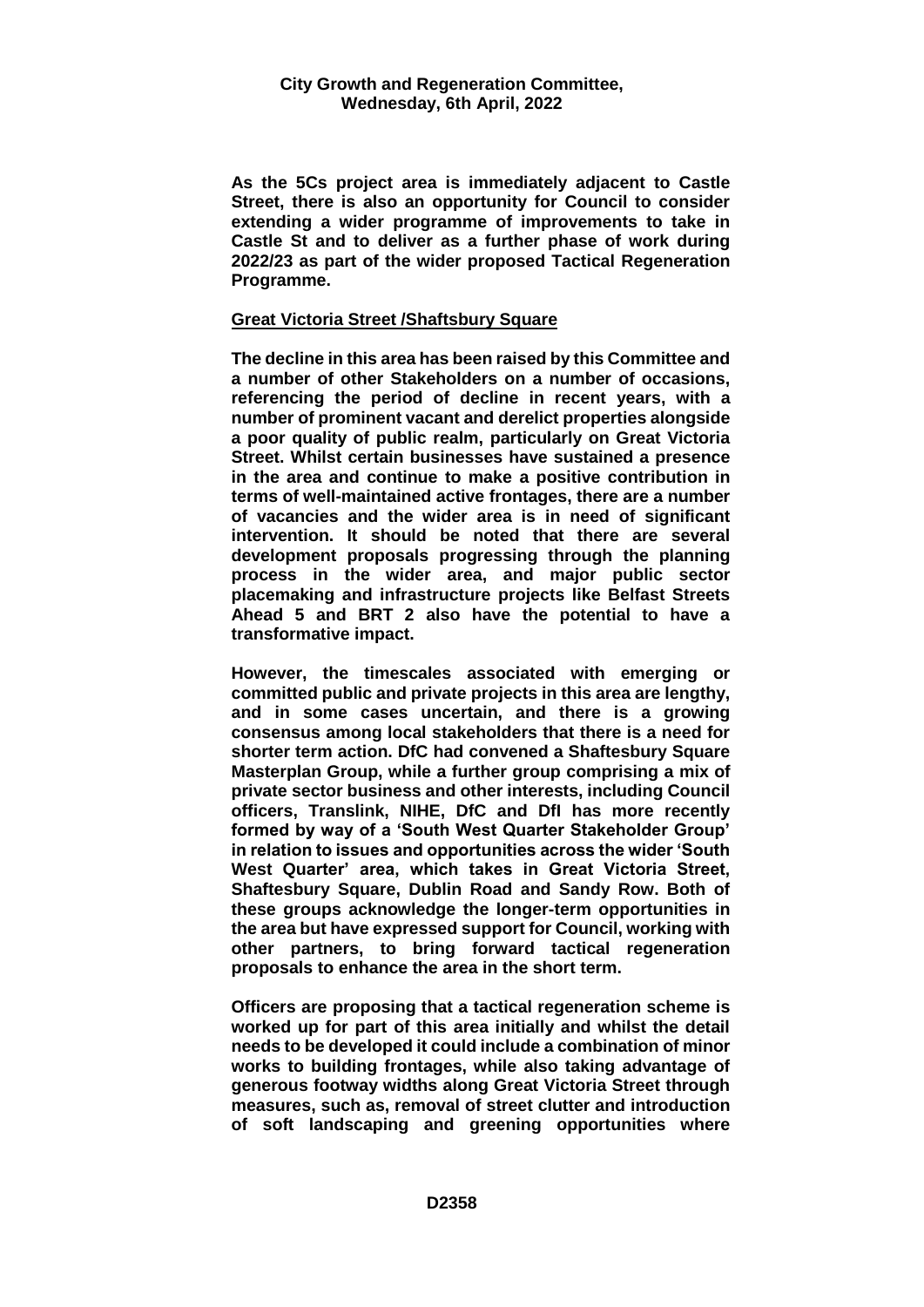**As the 5Cs project area is immediately adjacent to Castle Street, there is also an opportunity for Council to consider extending a wider programme of improvements to take in Castle St and to deliver as a further phase of work during 2022/23 as part of the wider proposed Tactical Regeneration Programme.**

**Great Victoria Street /Shaftsbury Square**

**The decline in this area has been raised by this Committee and a number of other Stakeholders on a number of occasions, referencing the period of decline in recent years, with a number of prominent vacant and derelict properties alongside a poor quality of public realm, particularly on Great Victoria Street. Whilst certain businesses have sustained a presence in the area and continue to make a positive contribution in terms of well-maintained active frontages, there are a number of vacancies and the wider area is in need of significant intervention. It should be noted that there are several development proposals progressing through the planning process in the wider area, and major public sector placemaking and infrastructure projects like Belfast Streets Ahead 5 and BRT 2 also have the potential to have a transformative impact.**

**However, the timescales associated with emerging or committed public and private projects in this area are lengthy, and in some cases uncertain, and there is a growing consensus among local stakeholders that there is a need for shorter term action. DfC had convened a Shaftesbury Square Masterplan Group, while a further group comprising a mix of private sector business and other interests, including Council officers, Translink, NIHE, DfC and DfI has more recently formed by way of a 'South West Quarter Stakeholder Group' in relation to issues and opportunities across the wider 'South West Quarter' area, which takes in Great Victoria Street, Shaftesbury Square, Dublin Road and Sandy Row. Both of these groups acknowledge the longer-term opportunities in the area but have expressed support for Council, working with other partners, to bring forward tactical regeneration proposals to enhance the area in the short term.**

**Officers are proposing that a tactical regeneration scheme is worked up for part of this area initially and whilst the detail needs to be developed it could include a combination of minor works to building frontages, while also taking advantage of generous footway widths along Great Victoria Street through measures, such as, removal of street clutter and introduction of soft landscaping and greening opportunities where**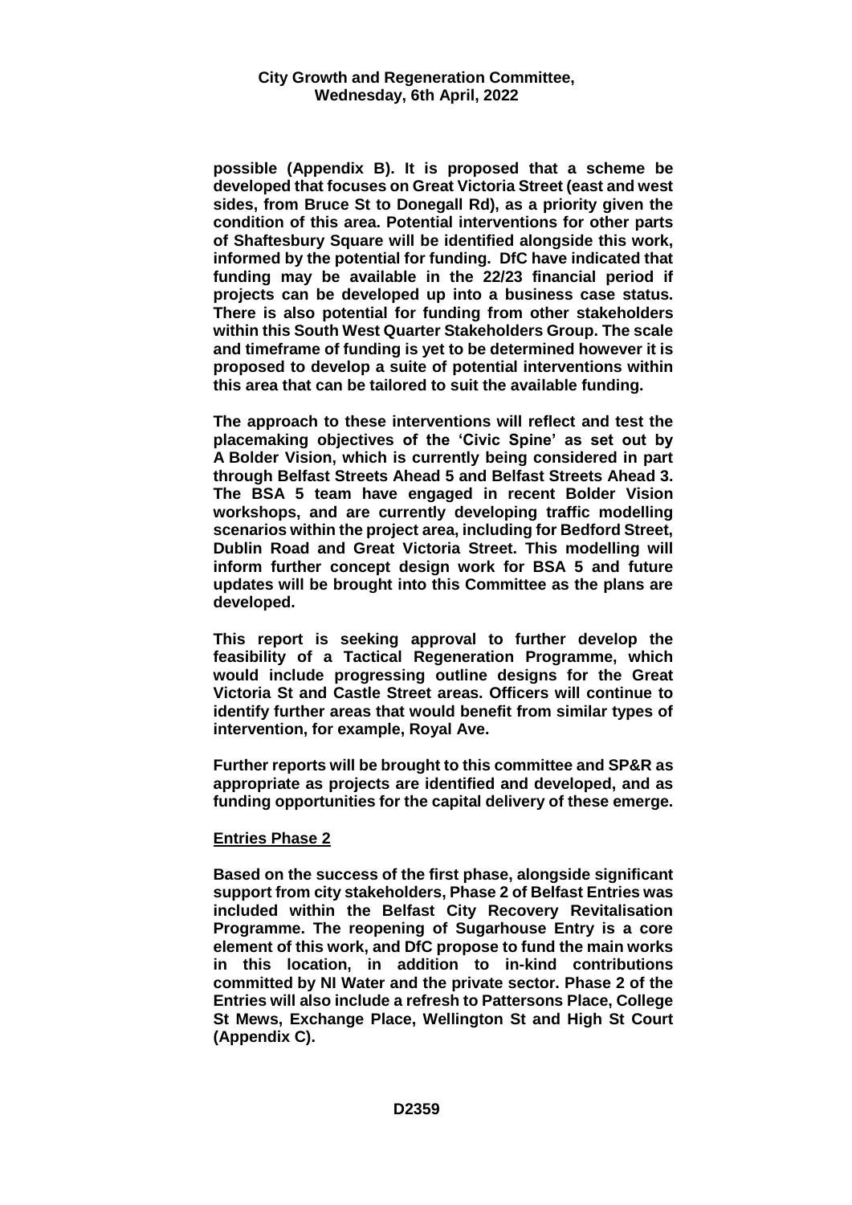**possible (Appendix B). It is proposed that a scheme be developed that focuses on Great Victoria Street (east and west sides, from Bruce St to Donegall Rd), as a priority given the condition of this area. Potential interventions for other parts of Shaftesbury Square will be identified alongside this work, informed by the potential for funding. DfC have indicated that funding may be available in the 22/23 financial period if projects can be developed up into a business case status. There is also potential for funding from other stakeholders within this South West Quarter Stakeholders Group. The scale and timeframe of funding is yet to be determined however it is proposed to develop a suite of potential interventions within this area that can be tailored to suit the available funding.**

**The approach to these interventions will reflect and test the placemaking objectives of the 'Civic Spine' as set out by A Bolder Vision, which is currently being considered in part through Belfast Streets Ahead 5 and Belfast Streets Ahead 3. The BSA 5 team have engaged in recent Bolder Vision workshops, and are currently developing traffic modelling scenarios within the project area, including for Bedford Street, Dublin Road and Great Victoria Street. This modelling will inform further concept design work for BSA 5 and future updates will be brought into this Committee as the plans are developed.**

**This report is seeking approval to further develop the feasibility of a Tactical Regeneration Programme, which would include progressing outline designs for the Great Victoria St and Castle Street areas. Officers will continue to identify further areas that would benefit from similar types of intervention, for example, Royal Ave.**

**Further reports will be brought to this committee and SP&R as appropriate as projects are identified and developed, and as funding opportunities for the capital delivery of these emerge.**

**<u>Entries Phase 2</u>**

**Based on the success of the first phase, alongside significant support from city stakeholders, Phase 2 of Belfast Entries was included within the Belfast City Recovery Revitalisation Programme. The reopening of Sugarhouse Entry is a core element of this work, and DfC propose to fund the main works in this location, in addition to in-kind contributions committed by NI Water and the private sector. Phase 2 of the Entries will also include a refresh to Pattersons Place, College St Mews, Exchange Place, Wellington St and High St Court (Appendix C).**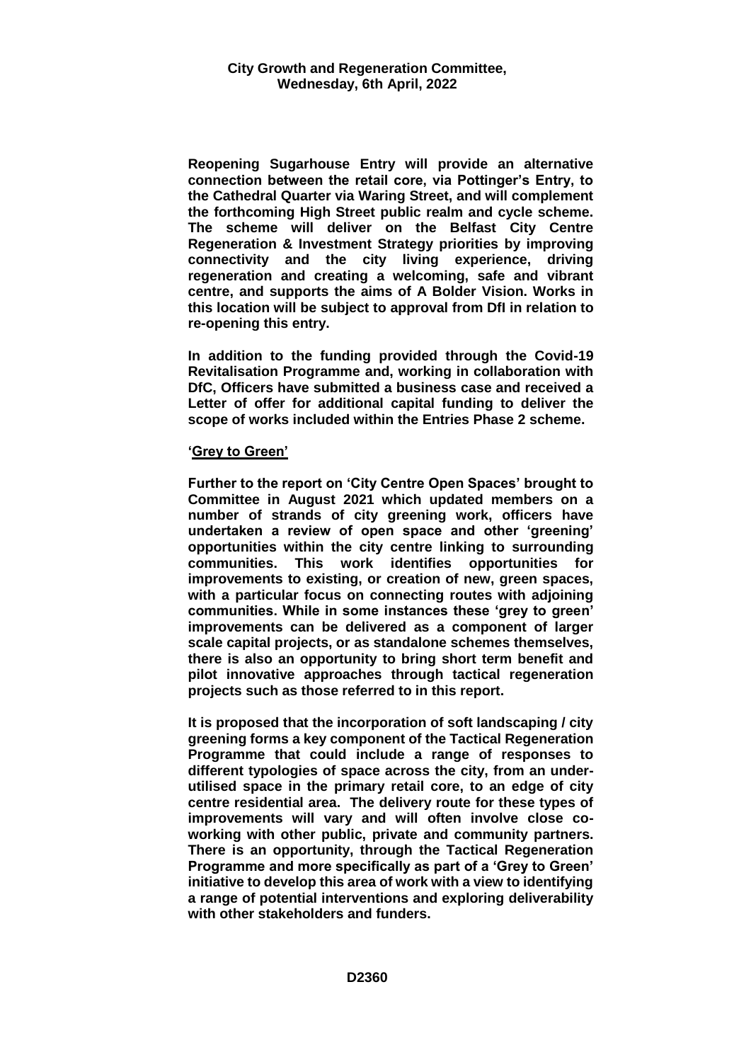**Reopening Sugarhouse Entry will provide an alternative connection between the retail core, via Pottinger's Entry, to the Cathedral Quarter via Waring Street, and will complement the forthcoming High Street public realm and cycle scheme. The scheme will deliver on the Belfast City Centre Regeneration & Investment Strategy priorities by improving connectivity and the city living experience, driving regeneration and creating a welcoming, safe and vibrant centre, and supports the aims of A Bolder Vision. Works in this location will be subject to approval from DfI in relation to re-opening this entry.**

**In addition to the funding provided through the Covid-19 Revitalisation Programme and, working in collaboration with DfC, Officers have submitted a business case and received a Letter of offer for additional capital funding to deliver the scope of works included within the Entries Phase 2 scheme.**

**'Grey to Green'**

**Further to the report on 'City Centre Open Spaces' brought to Committee in August 2021 which updated members on a number of strands of city greening work, officers have undertaken a review of open space and other 'greening' opportunities within the city centre linking to surrounding communities. This work identifies opportunities for improvements to existing, or creation of new, green spaces, with a particular focus on connecting routes with adjoining communities. While in some instances these 'grey to green' improvements can be delivered as a component of larger scale capital projects, or as standalone schemes themselves, there is also an opportunity to bring short term benefit and pilot innovative approaches through tactical regeneration projects such as those referred to in this report.**

**It is proposed that the incorporation of soft landscaping / city greening forms a key component of the Tactical Regeneration Programme that could include a range of responses to different typologies of space across the city, from an under-utilised space in the primary retail core, to an edge of city centre residential area. The delivery route for these types of improvements will vary and will often involve close co-working with other public, private and community partners. There is an opportunity, through the Tactical Regeneration Programme and more specifically as part of a 'Grey to Green' initiative to develop this area of work with a view to identifying a range of potential interventions and exploring deliverability with other stakeholders and funders.**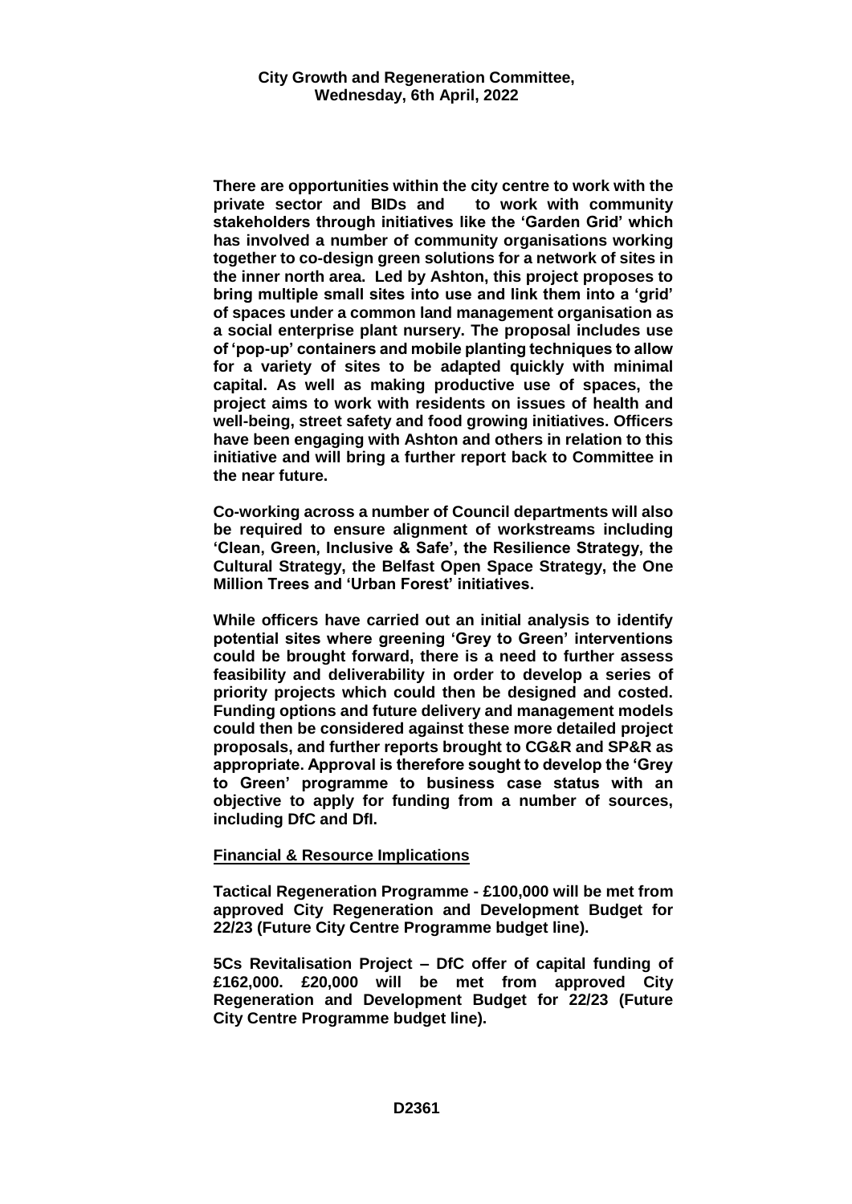**There are opportunities within the city centre to work with the private sector and BIDs and to work with community stakeholders through initiatives like the 'Garden Grid' which has involved a number of community organisations working together to co-design green solutions for a network of sites in the inner north area. Led by Ashton, this project proposes to bring multiple small sites into use and link them into a 'grid' of spaces under a common land management organisation as a social enterprise plant nursery. The proposal includes use of 'pop-up' containers and mobile planting techniques to allow for a variety of sites to be adapted quickly with minimal capital. As well as making productive use of spaces, the project aims to work with residents on issues of health and well-being, street safety and food growing initiatives. Officers have been engaging with Ashton and others in relation to this initiative and will bring a further report back to Committee in the near future.**

**Co-working across a number of Council departments will also be required to ensure alignment of workstreams including 'Clean, Green, Inclusive & Safe', the Resilience Strategy, the Cultural Strategy, the Belfast Open Space Strategy, the One Million Trees and 'Urban Forest' initiatives.**

**While officers have carried out an initial analysis to identify potential sites where greening 'Grey to Green' interventions could be brought forward, there is a need to further assess feasibility and deliverability in order to develop a series of priority projects which could then be designed and costed. Funding options and future delivery and management models could then be considered against these more detailed project proposals, and further reports brought to CG&R and SP&R as appropriate. Approval is therefore sought to develop the 'Grey to Green' programme to business case status with an objective to apply for funding from a number of sources, including DfC and DfI.**

**<u>Financial & Resource Implications</u>**

**Tactical Regeneration Programme - £100,000 will be met from approved City Regeneration and Development Budget for 22/23 (Future City Centre Programme budget line).**

**5Cs Revitalisation Project – DfC offer of capital funding of £162,000. £20,000 will be met from approved City Regeneration and Development Budget for 22/23 (Future City Centre Programme budget line).**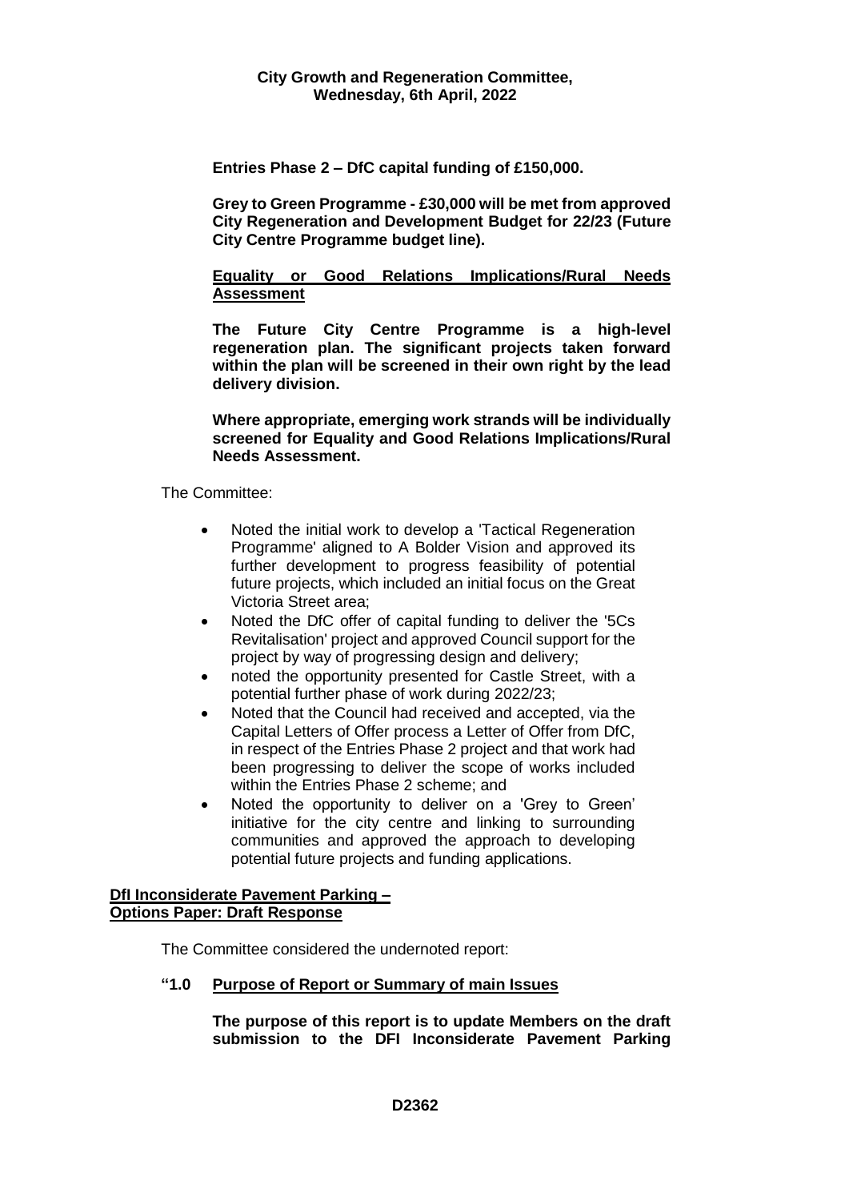**Entries Phase 2 – DfC capital funding of £150,000.**

**Grey to Green Programme - £30,000 will be met from approved City Regeneration and Development Budget for 22/23 (Future City Centre Programme budget line).**

**<u>Equality or Good Relations Implications/Rural Needs Assessment</u>**

**The Future City Centre Programme is a high-level regeneration plan. The significant projects taken forward within the plan will be screened in their own right by the lead delivery division.**

**Where appropriate, emerging work strands will be individually screened for Equality and Good Relations Implications/Rural Needs Assessment.**

The Committee:

- Noted the initial work to develop a 'Tactical Regeneration Programme' aligned to A Bolder Vision and approved its further development to progress feasibility of potential future projects, which included an initial focus on the Great Victoria Street area;
- Noted the DfC offer of capital funding to deliver the '5Cs Revitalisation' project and approved Council support for the project by way of progressing design and delivery;
- noted the opportunity presented for Castle Street, with a potential further phase of work during 2022/23;
- Noted that the Council had received and accepted, via the Capital Letters of Offer process a Letter of Offer from DfC, in respect of the Entries Phase 2 project and that work had been progressing to deliver the scope of works included within the Entries Phase 2 scheme; and
- Noted the opportunity to deliver on a 'Grey to Green' initiative for the city centre and linking to surrounding communities and approved the approach to developing potential future projects and funding applications.

**<u>DfI Inconsiderate Pavement Parking – Options Paper: Draft Response</u>**

The Committee considered the undernoted report:

**"1.0 <u>Purpose of Report or Summary of main Issues</u>**

**The purpose of this report is to update Members on the draft submission to the DFI Inconsiderate Pavement Parking**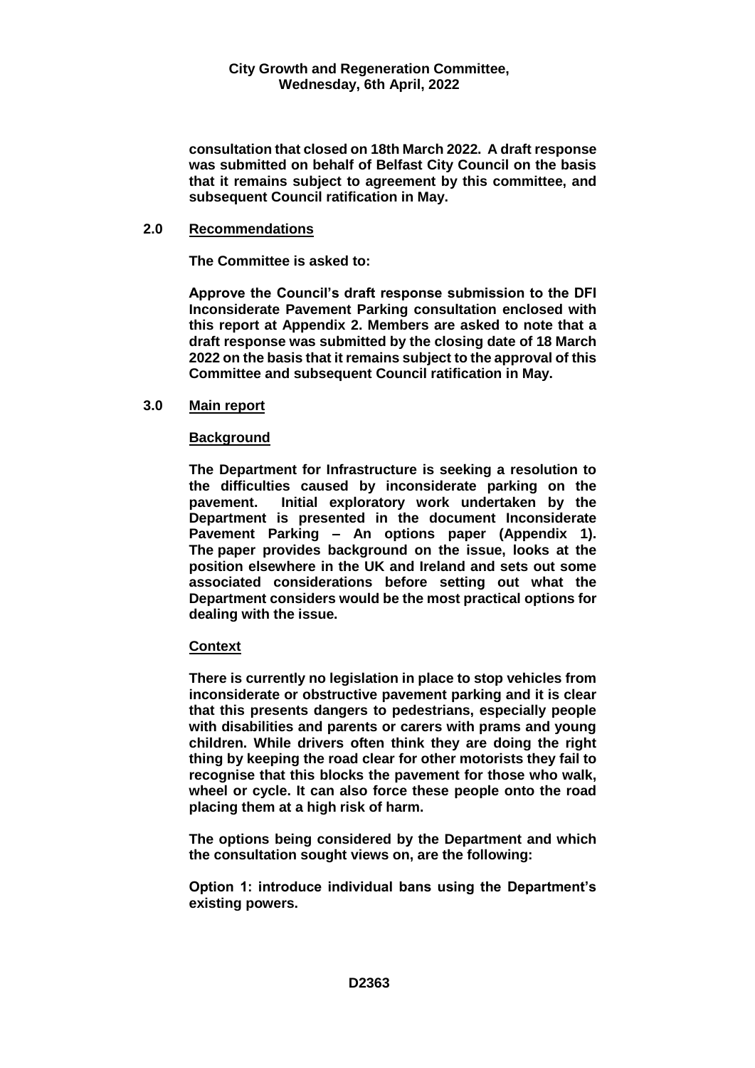**consultation that closed on 18th March 2022. A draft response was submitted on behalf of Belfast City Council on the basis that it remains subject to agreement by this committee, and subsequent Council ratification in May.**

**2.0 Recommendations**

**The Committee is asked to:**

**Approve the Council's draft response submission to the DFI Inconsiderate Pavement Parking consultation enclosed with this report at Appendix 2. Members are asked to note that a draft response was submitted by the closing date of 18 March 2022 on the basis that it remains subject to the approval of this Committee and subsequent Council ratification in May.**

**3.0 Main report**

**Background**

**The Department for Infrastructure is seeking a resolution to the difficulties caused by inconsiderate parking on the pavement. Initial exploratory work undertaken by the Department is presented in the document Inconsiderate Pavement Parking – An options paper (Appendix 1). The paper provides background on the issue, looks at the position elsewhere in the UK and Ireland and sets out some associated considerations before setting out what the Department considers would be the most practical options for dealing with the issue.**

**Context**

**There is currently no legislation in place to stop vehicles from inconsiderate or obstructive pavement parking and it is clear that this presents dangers to pedestrians, especially people with disabilities and parents or carers with prams and young children. While drivers often think they are doing the right thing by keeping the road clear for other motorists they fail to recognise that this blocks the pavement for those who walk, wheel or cycle. It can also force these people onto the road placing them at a high risk of harm.**

**The options being considered by the Department and which the consultation sought views on, are the following:**

**Option 1: introduce individual bans using the Department's existing powers.**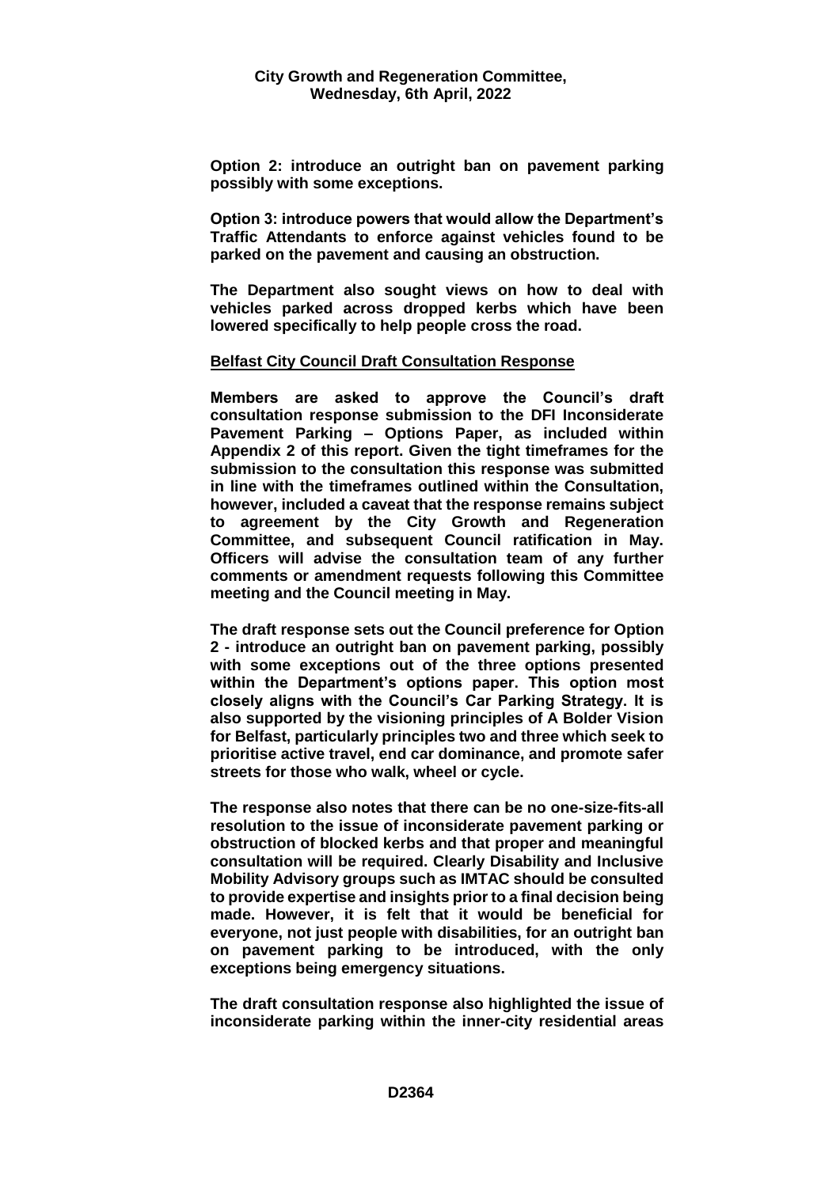**Option 2: introduce an outright ban on pavement parking possibly with some exceptions.**

**Option 3: introduce powers that would allow the Department's Traffic Attendants to enforce against vehicles found to be parked on the pavement and causing an obstruction.**

**The Department also sought views on how to deal with vehicles parked across dropped kerbs which have been lowered specifically to help people cross the road.**

**Belfast City Council Draft Consultation Response**

**Members are asked to approve the Council's draft consultation response submission to the DFI Inconsiderate Pavement Parking – Options Paper, as included within Appendix 2 of this report. Given the tight timeframes for the submission to the consultation this response was submitted in line with the timeframes outlined within the Consultation, however, included a caveat that the response remains subject to agreement by the City Growth and Regeneration Committee, and subsequent Council ratification in May. Officers will advise the consultation team of any further comments or amendment requests following this Committee meeting and the Council meeting in May.**

**The draft response sets out the Council preference for Option 2 - introduce an outright ban on pavement parking, possibly with some exceptions out of the three options presented within the Department's options paper. This option most closely aligns with the Council's Car Parking Strategy. It is also supported by the visioning principles of A Bolder Vision for Belfast, particularly principles two and three which seek to prioritise active travel, end car dominance, and promote safer streets for those who walk, wheel or cycle.**

**The response also notes that there can be no one-size-fits-all resolution to the issue of inconsiderate pavement parking or obstruction of blocked kerbs and that proper and meaningful consultation will be required. Clearly Disability and Inclusive Mobility Advisory groups such as IMTAC should be consulted to provide expertise and insights prior to a final decision being made. However, it is felt that it would be beneficial for everyone, not just people with disabilities, for an outright ban on pavement parking to be introduced, with the only exceptions being emergency situations.**

**The draft consultation response also highlighted the issue of inconsiderate parking within the inner-city residential areas**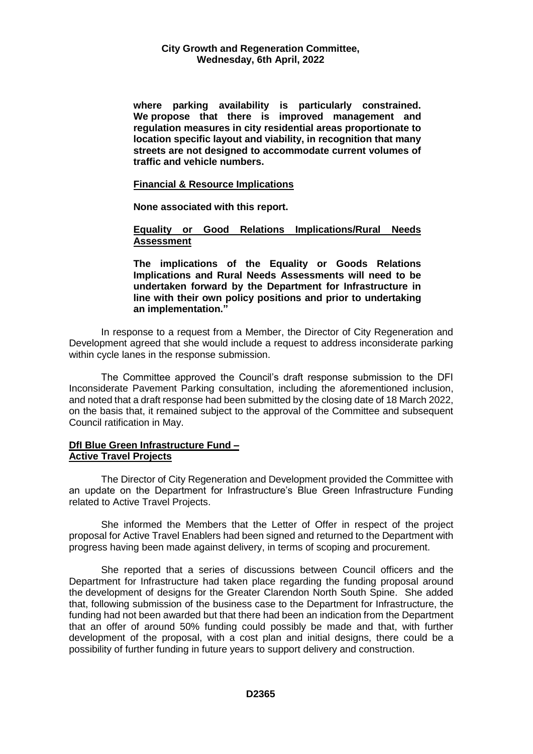**where parking availability is particularly constrained. We propose that there is improved management and regulation measures in city residential areas proportionate to location specific layout and viability, in recognition that many streets are not designed to accommodate current volumes of traffic and vehicle numbers.**

**Financial & Resource Implications**

**None associated with this report.**

**Equality or Good Relations Implications/Rural Needs Assessment**

**The implications of the Equality or Goods Relations Implications and Rural Needs Assessments will need to be undertaken forward by the Department for Infrastructure in line with their own policy positions and prior to undertaking an implementation."**

In response to a request from a Member, the Director of City Regeneration and Development agreed that she would include a request to address inconsiderate parking within cycle lanes in the response submission.

The Committee approved the Council's draft response submission to the DFI Inconsiderate Pavement Parking consultation, including the aforementioned inclusion, and noted that a draft response had been submitted by the closing date of 18 March 2022, on the basis that, it remained subject to the approval of the Committee and subsequent Council ratification in May.

**DfI Blue Green Infrastructure Fund – Active Travel Projects**

The Director of City Regeneration and Development provided the Committee with an update on the Department for Infrastructure's Blue Green Infrastructure Funding related to Active Travel Projects.

She informed the Members that the Letter of Offer in respect of the project proposal for Active Travel Enablers had been signed and returned to the Department with progress having been made against delivery, in terms of scoping and procurement.

She reported that a series of discussions between Council officers and the Department for Infrastructure had taken place regarding the funding proposal around the development of designs for the Greater Clarendon North South Spine. She added that, following submission of the business case to the Department for Infrastructure, the funding had not been awarded but that there had been an indication from the Department that an offer of around 50% funding could possibly be made and that, with further development of the proposal, with a cost plan and initial designs, there could be a possibility of further funding in future years to support delivery and construction.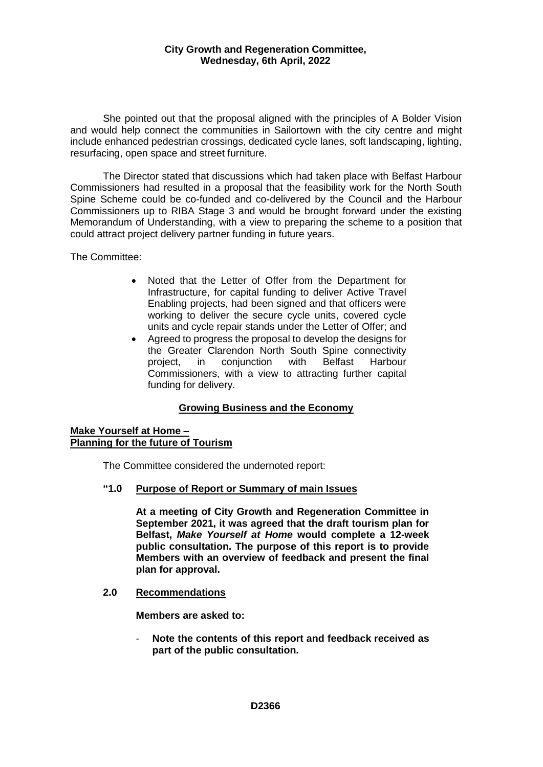She pointed out that the proposal aligned with the principles of A Bolder Vision and would help connect the communities in Sailortown with the city centre and might include enhanced pedestrian crossings, dedicated cycle lanes, soft landscaping, lighting, resurfacing, open space and street furniture.

The Director stated that discussions which had taken place with Belfast Harbour Commissioners had resulted in a proposal that the feasibility work for the North South Spine Scheme could be co-funded and co-delivered by the Council and the Harbour Commissioners up to RIBA Stage 3 and would be brought forward under the existing Memorandum of Understanding, with a view to preparing the scheme to a position that could attract project delivery partner funding in future years.

The Committee:

- Noted that the Letter of Offer from the Department for Infrastructure, for capital funding to deliver Active Travel Enabling projects, had been signed and that officers were working to deliver the secure cycle units, covered cycle units and cycle repair stands under the Letter of Offer; and
- Agreed to progress the proposal to develop the designs for the Greater Clarendon North South Spine connectivity project, in conjunction with Belfast Harbour Commissioners, with a view to attracting further capital funding for delivery.

## Growing Business and the Economy

### Make Yourself at Home – Planning for the future of Tourism

The Committee considered the undernoted report:

**"1.0 Purpose of Report or Summary of main Issues**

**At a meeting of City Growth and Regeneration Committee in September 2021, it was agreed that the draft tourism plan for Belfast, *Make Yourself at Home* would complete a 12-week public consultation. The purpose of this report is to provide Members with an overview of feedback and present the final plan for approval.**

**2.0 Recommendations**

**Members are asked to:**

- **Note the contents of this report and feedback received as part of the public consultation.**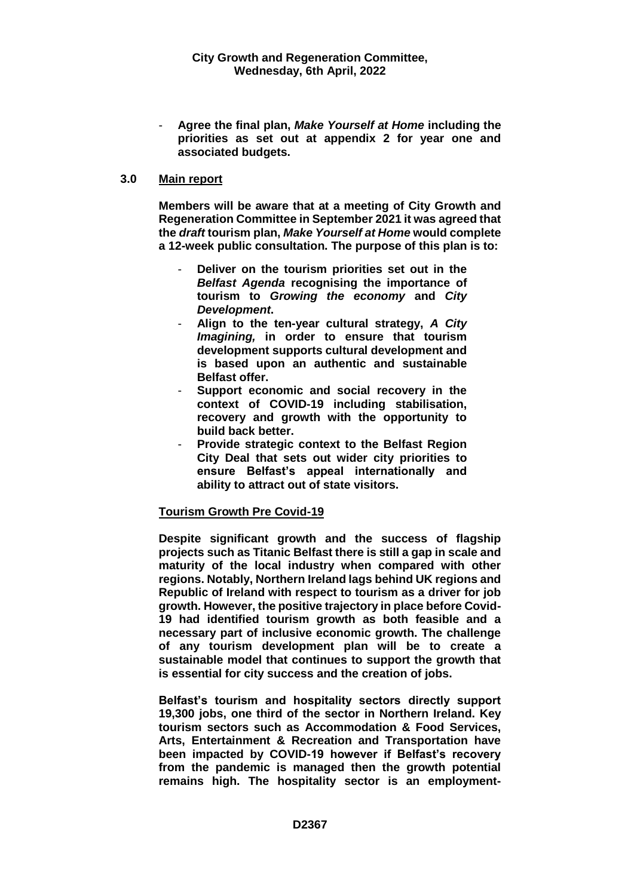- **Agree the final plan, *Make Yourself at Home* including the priorities as set out at appendix 2 for year one and associated budgets.**

**3.0 Main report**

**Members will be aware that at a meeting of City Growth and Regeneration Committee in September 2021 it was agreed that the *draft* tourism plan, *Make Yourself at Home* would complete a 12-week public consultation. The purpose of this plan is to:**

- **Deliver on the tourism priorities set out in the *Belfast Agenda* recognising the importance of tourism to *Growing the economy* and *City Development*.**
- **Align to the ten-year cultural strategy, *A City Imagining,* in order to ensure that tourism development supports cultural development and is based upon an authentic and sustainable Belfast offer.**
- **Support economic and social recovery in the context of COVID-19 including stabilisation, recovery and growth with the opportunity to build back better.**
- **Provide strategic context to the Belfast Region City Deal that sets out wider city priorities to ensure Belfast's appeal internationally and ability to attract out of state visitors.**

**Tourism Growth Pre Covid-19**

**Despite significant growth and the success of flagship projects such as Titanic Belfast there is still a gap in scale and maturity of the local industry when compared with other regions. Notably, Northern Ireland lags behind UK regions and Republic of Ireland with respect to tourism as a driver for job growth. However, the positive trajectory in place before Covid-19 had identified tourism growth as both feasible and a necessary part of inclusive economic growth. The challenge of any tourism development plan will be to create a sustainable model that continues to support the growth that is essential for city success and the creation of jobs.**

**Belfast's tourism and hospitality sectors directly support 19,300 jobs, one third of the sector in Northern Ireland. Key tourism sectors such as Accommodation & Food Services, Arts, Entertainment & Recreation and Transportation have been impacted by COVID-19 however if Belfast's recovery from the pandemic is managed then the growth potential remains high. The hospitality sector is an employment-**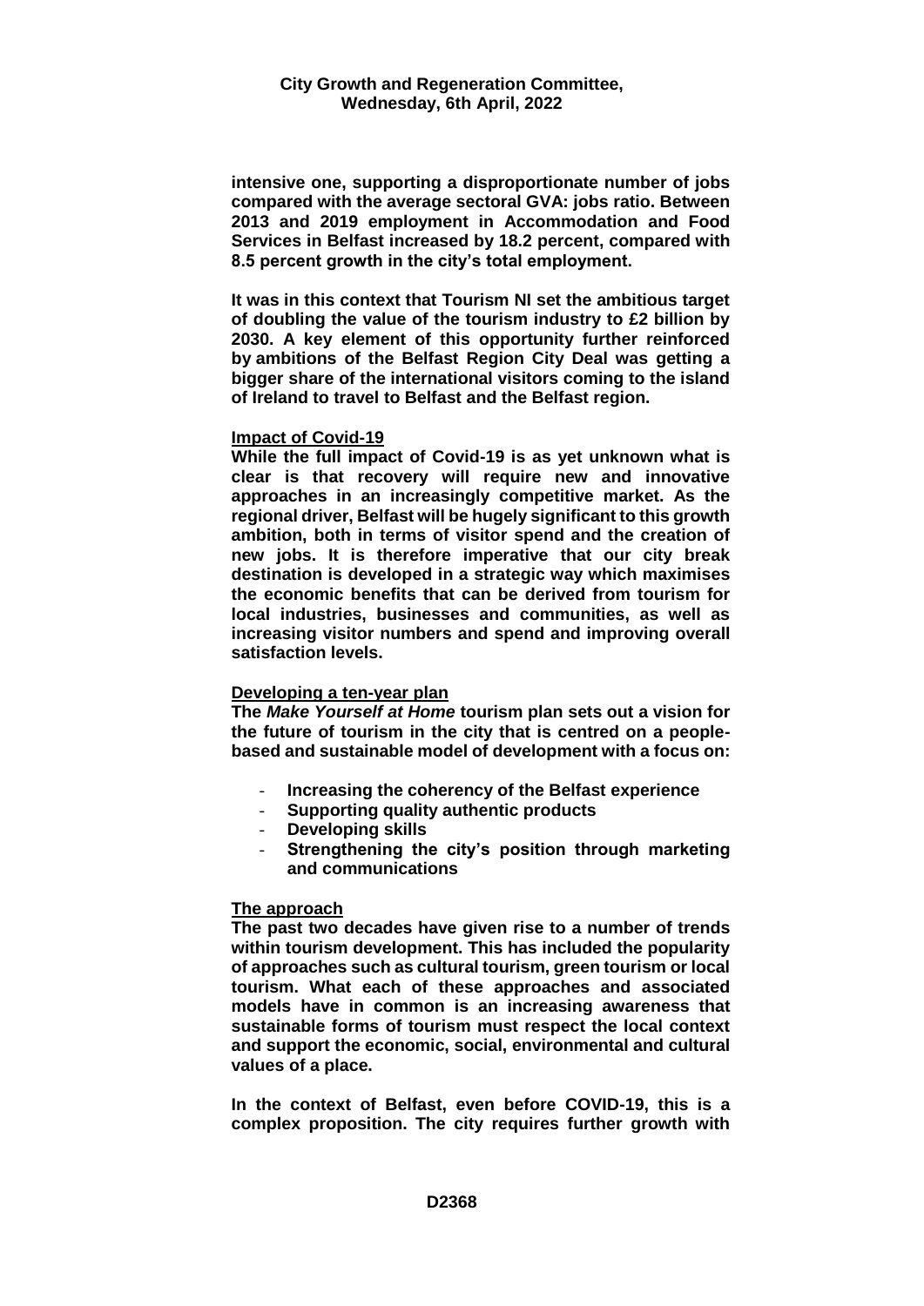**intensive one, supporting a disproportionate number of jobs compared with the average sectoral GVA: jobs ratio. Between 2013 and 2019 employment in Accommodation and Food Services in Belfast increased by 18.2 percent, compared with 8.5 percent growth in the city's total employment.**

**It was in this context that Tourism NI set the ambitious target of doubling the value of the tourism industry to £2 billion by 2030. A key element of this opportunity further reinforced by ambitions of the Belfast Region City Deal was getting a bigger share of the international visitors coming to the island of Ireland to travel to Belfast and the Belfast region.**

**Impact of Covid-19**

**While the full impact of Covid-19 is as yet unknown what is clear is that recovery will require new and innovative approaches in an increasingly competitive market. As the regional driver, Belfast will be hugely significant to this growth ambition, both in terms of visitor spend and the creation of new jobs. It is therefore imperative that our city break destination is developed in a strategic way which maximises the economic benefits that can be derived from tourism for local industries, businesses and communities, as well as increasing visitor numbers and spend and improving overall satisfaction levels.**

**Developing a ten-year plan**

**The *Make Yourself at Home* tourism plan sets out a vision for the future of tourism in the city that is centred on a people-based and sustainable model of development with a focus on:**

- **Increasing the coherency of the Belfast experience**
- **Supporting quality authentic products**
- **Developing skills**
- **Strengthening the city's position through marketing and communications**

**The approach**

**The past two decades have given rise to a number of trends within tourism development. This has included the popularity of approaches such as cultural tourism, green tourism or local tourism. What each of these approaches and associated models have in common is an increasing awareness that sustainable forms of tourism must respect the local context and support the economic, social, environmental and cultural values of a place.**

**In the context of Belfast, even before COVID-19, this is a complex proposition. The city requires further growth with**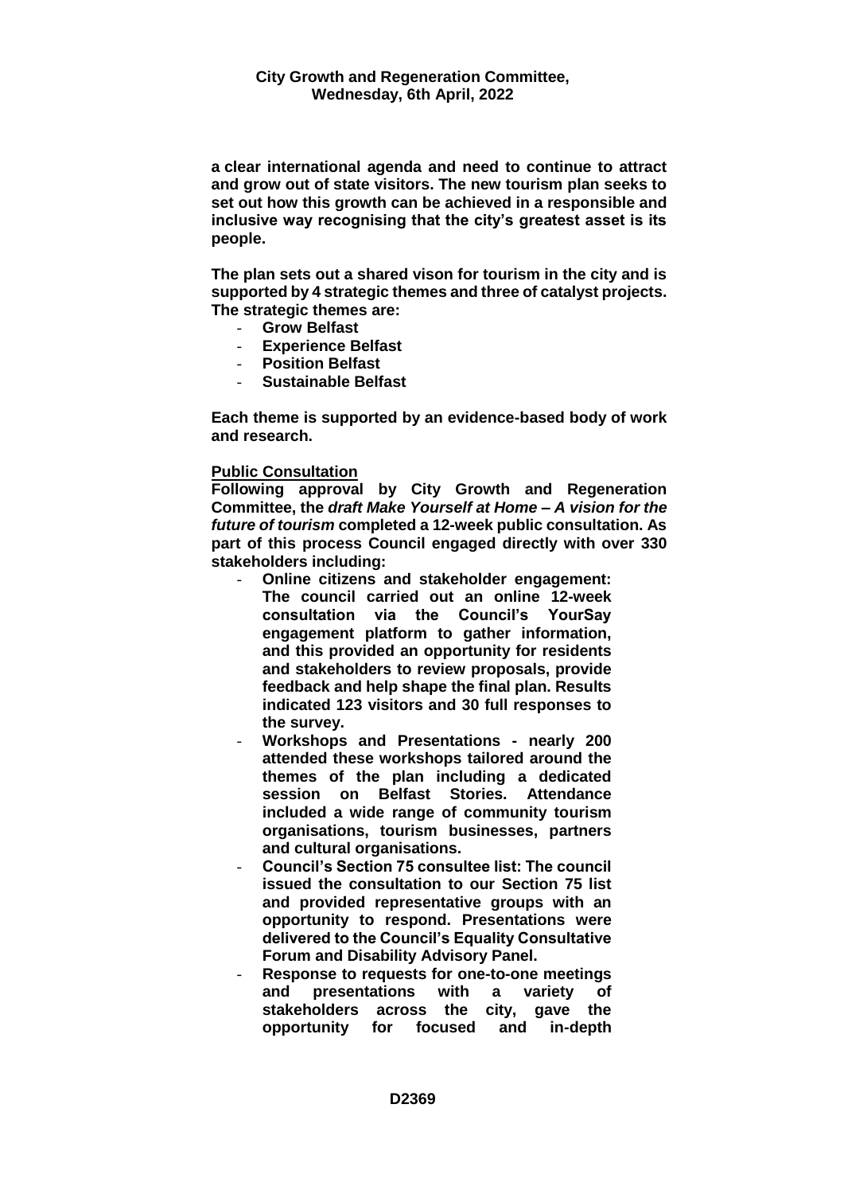**a clear international agenda and need to continue to attract and grow out of state visitors. The new tourism plan seeks to set out how this growth can be achieved in a responsible and inclusive way recognising that the city's greatest asset is its people.**

**The plan sets out a shared vison for tourism in the city and is supported by 4 strategic themes and three of catalyst projects. The strategic themes are:**

- **Grow Belfast**
- **Experience Belfast**
- **Position Belfast**
- **Sustainable Belfast**

**Each theme is supported by an evidence-based body of work and research.**

**Public Consultation**

**Following approval by City Growth and Regeneration Committee, the *draft Make Yourself at Home – A vision for the future of tourism* completed a 12-week public consultation. As part of this process Council engaged directly with over 330 stakeholders including:**

- **Online citizens and stakeholder engagement: The council carried out an online 12-week consultation via the Council's YourSay engagement platform to gather information, and this provided an opportunity for residents and stakeholders to review proposals, provide feedback and help shape the final plan. Results indicated 123 visitors and 30 full responses to the survey.**
- **Workshops and Presentations - nearly 200 attended these workshops tailored around the themes of the plan including a dedicated session on Belfast Stories. Attendance included a wide range of community tourism organisations, tourism businesses, partners and cultural organisations.**
- **Council's Section 75 consultee list: The council issued the consultation to our Section 75 list and provided representative groups with an opportunity to respond. Presentations were delivered to the Council's Equality Consultative Forum and Disability Advisory Panel.**
- **Response to requests for one-to-one meetings and presentations with a variety of stakeholders across the city, gave the opportunity for focused and in-depth**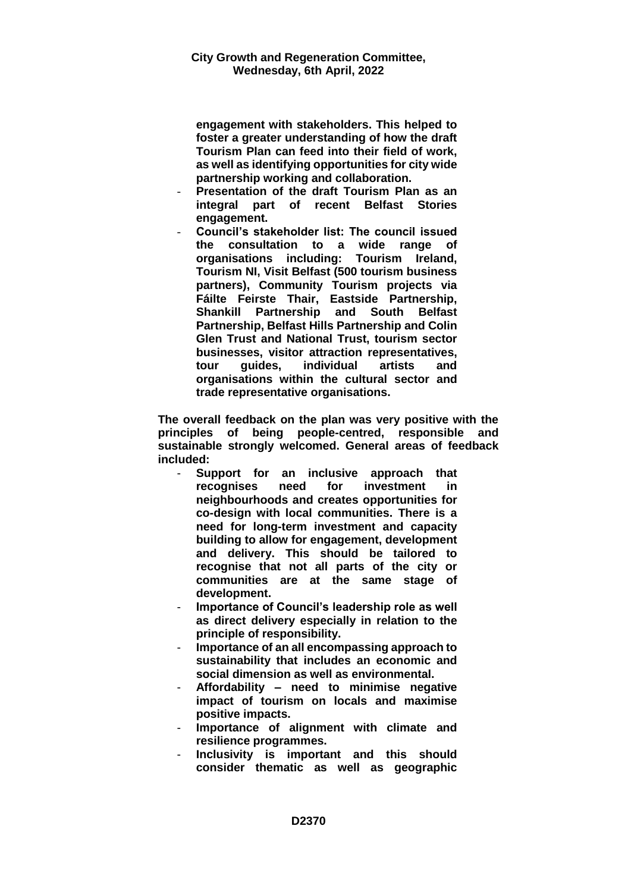**engagement with stakeholders. This helped to foster a greater understanding of how the draft Tourism Plan can feed into their field of work, as well as identifying opportunities for city wide partnership working and collaboration.**

- **Presentation of the draft Tourism Plan as an integral part of recent Belfast Stories engagement.**
- **Council's stakeholder list: The council issued the consultation to a wide range of organisations including: Tourism Ireland, Tourism NI, Visit Belfast (500 tourism business partners), Community Tourism projects via Fáilte Feirste Thair, Eastside Partnership, Shankill Partnership and South Belfast Partnership, Belfast Hills Partnership and Colin Glen Trust and National Trust, tourism sector businesses, visitor attraction representatives, tour guides, individual artists and organisations within the cultural sector and trade representative organisations.**

**The overall feedback on the plan was very positive with the principles of being people-centred, responsible and sustainable strongly welcomed. General areas of feedback included:**

- **Support for an inclusive approach that recognises need for investment in neighbourhoods and creates opportunities for co-design with local communities. There is a need for long-term investment and capacity building to allow for engagement, development and delivery. This should be tailored to recognise that not all parts of the city or communities are at the same stage of development.**
- **Importance of Council's leadership role as well as direct delivery especially in relation to the principle of responsibility.**
- **Importance of an all encompassing approach to sustainability that includes an economic and social dimension as well as environmental.**
- **Affordability – need to minimise negative impact of tourism on locals and maximise positive impacts.**
- **Importance of alignment with climate and resilience programmes.**
- **Inclusivity is important and this should consider thematic as well as geographic**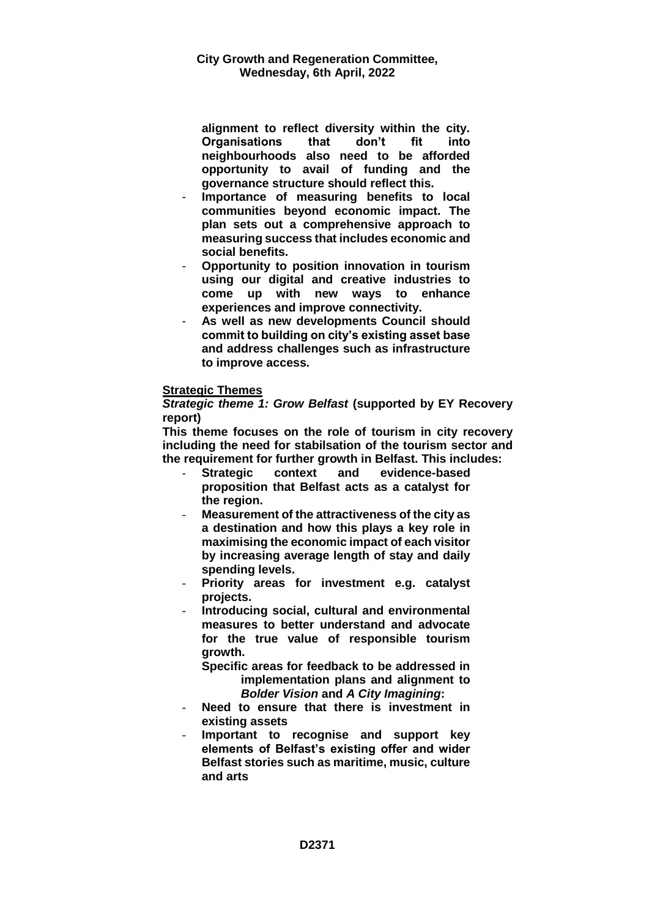**alignment to reflect diversity within the city. Organisations that don't fit into neighbourhoods also need to be afforded opportunity to avail of funding and the governance structure should reflect this.**

- **Importance of measuring benefits to local communities beyond economic impact. The plan sets out a comprehensive approach to measuring success that includes economic and social benefits.**
- **Opportunity to position innovation in tourism using our digital and creative industries to come up with new ways to enhance experiences and improve connectivity.**
- **As well as new developments Council should commit to building on city's existing asset base and address challenges such as infrastructure to improve access.**

**Strategic Themes**

***Strategic theme 1: Grow Belfast*** **(supported by EY Recovery report)**

**This theme focuses on the role of tourism in city recovery including the need for stabilsation of the tourism sector and the requirement for further growth in Belfast. This includes:**

- **Strategic context and evidence-based proposition that Belfast acts as a catalyst for the region.**
- **Measurement of the attractiveness of the city as a destination and how this plays a key role in maximising the economic impact of each visitor by increasing average length of stay and daily spending levels.**
- **Priority areas for investment e.g. catalyst projects.**
- **Introducing social, cultural and environmental measures to better understand and advocate for the true value of responsible tourism growth.**

**Specific areas for feedback to be addressed in implementation plans and alignment to** ***Bolder Vision*** **and** ***A City Imagining*****:**

- **Need to ensure that there is investment in existing assets**
- **Important to recognise and support key elements of Belfast's existing offer and wider Belfast stories such as maritime, music, culture and arts**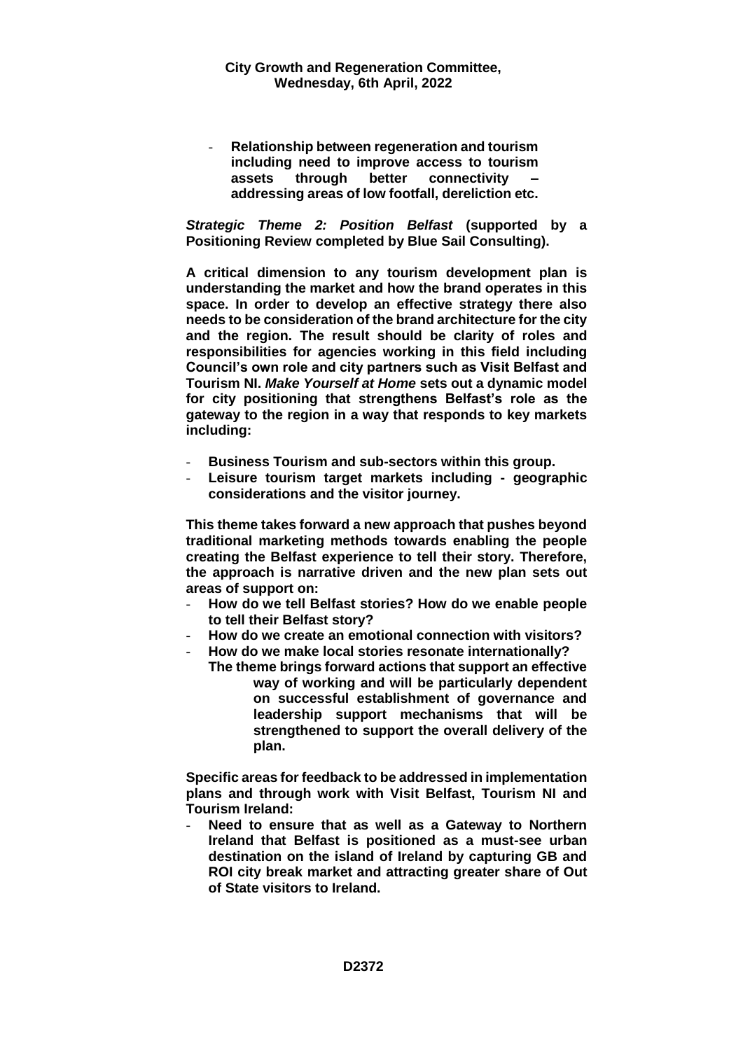- **Relationship between regeneration and tourism including need to improve access to tourism assets through better connectivity – addressing areas of low footfall, dereliction etc.**

***Strategic Theme 2: Position Belfast*** **(supported by a Positioning Review completed by Blue Sail Consulting).**

**A critical dimension to any tourism development plan is understanding the market and how the brand operates in this space. In order to develop an effective strategy there also needs to be consideration of the brand architecture for the city and the region. The result should be clarity of roles and responsibilities for agencies working in this field including Council's own role and city partners such as Visit Belfast and Tourism NI. *Make Yourself at Home* sets out a dynamic model for city positioning that strengthens Belfast's role as the gateway to the region in a way that responds to key markets including:**

- **Business Tourism and sub-sectors within this group.**
- **Leisure tourism target markets including - geographic considerations and the visitor journey.**

**This theme takes forward a new approach that pushes beyond traditional marketing methods towards enabling the people creating the Belfast experience to tell their story. Therefore, the approach is narrative driven and the new plan sets out areas of support on:**

- **How do we tell Belfast stories? How do we enable people to tell their Belfast story?**
- **How do we create an emotional connection with visitors?**
- **How do we make local stories resonate internationally?**

**The theme brings forward actions that support an effective way of working and will be particularly dependent on successful establishment of governance and leadership support mechanisms that will be strengthened to support the overall delivery of the plan.**

**Specific areas for feedback to be addressed in implementation plans and through work with Visit Belfast, Tourism NI and Tourism Ireland:**

- **Need to ensure that as well as a Gateway to Northern Ireland that Belfast is positioned as a must-see urban destination on the island of Ireland by capturing GB and ROI city break market and attracting greater share of Out of State visitors to Ireland.**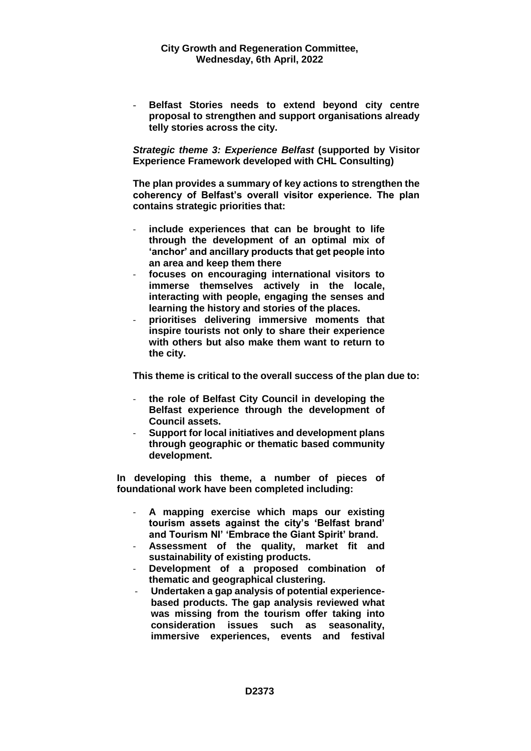- **Belfast Stories needs to extend beyond city centre proposal to strengthen and support organisations already telly stories across the city.**

***Strategic theme 3: Experience Belfast*** **(supported by Visitor Experience Framework developed with CHL Consulting)**

**The plan provides a summary of key actions to strengthen the coherency of Belfast's overall visitor experience. The plan contains strategic priorities that:**

- **include experiences that can be brought to life through the development of an optimal mix of 'anchor' and ancillary products that get people into an area and keep them there**
- **focuses on encouraging international visitors to immerse themselves actively in the locale, interacting with people, engaging the senses and learning the history and stories of the places.**
- **prioritises delivering immersive moments that inspire tourists not only to share their experience with others but also make them want to return to the city.**

**This theme is critical to the overall success of the plan due to:**

- **the role of Belfast City Council in developing the Belfast experience through the development of Council assets.**
- **Support for local initiatives and development plans through geographic or thematic based community development.**

**In developing this theme, a number of pieces of foundational work have been completed including:**

- **A mapping exercise which maps our existing tourism assets against the city's 'Belfast brand' and Tourism NI' 'Embrace the Giant Spirit' brand.**
- **Assessment of the quality, market fit and sustainability of existing products.**
- **Development of a proposed combination of thematic and geographical clustering.**
- **Undertaken a gap analysis of potential experience-based products. The gap analysis reviewed what was missing from the tourism offer taking into consideration issues such as seasonality, immersive experiences, events and festival**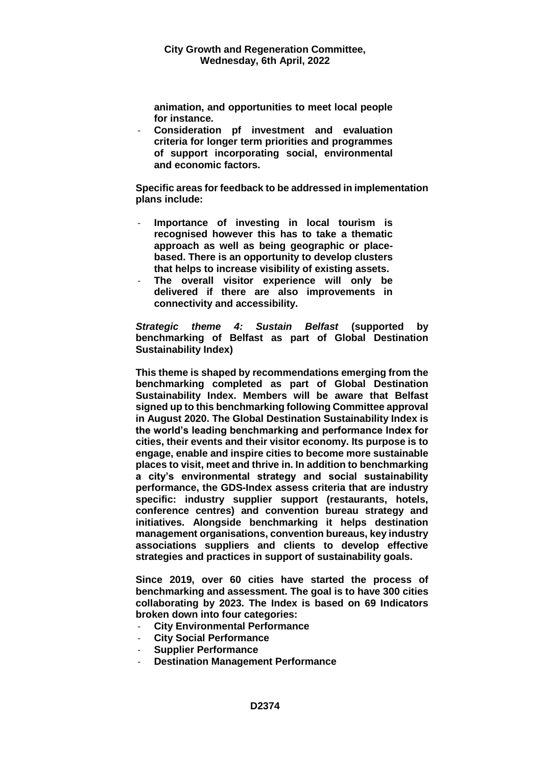**animation, and opportunities to meet local people for instance.**

- **Consideration pf investment and evaluation criteria for longer term priorities and programmes of support incorporating social, environmental and economic factors.**

**Specific areas for feedback to be addressed in implementation plans include:**

- **Importance of investing in local tourism is recognised however this has to take a thematic approach as well as being geographic or place-based. There is an opportunity to develop clusters that helps to increase visibility of existing assets.**
- **The overall visitor experience will only be delivered if there are also improvements in connectivity and accessibility.**

***Strategic theme 4: Sustain Belfast*** **(supported by benchmarking of Belfast as part of Global Destination Sustainability Index)**

**This theme is shaped by recommendations emerging from the benchmarking completed as part of Global Destination Sustainability Index. Members will be aware that Belfast signed up to this benchmarking following Committee approval in August 2020. The Global Destination Sustainability Index is the world's leading benchmarking and performance Index for cities, their events and their visitor economy. Its purpose is to engage, enable and inspire cities to become more sustainable places to visit, meet and thrive in. In addition to benchmarking a city's environmental strategy and social sustainability performance, the GDS-Index assess criteria that are industry specific: industry supplier support (restaurants, hotels, conference centres) and convention bureau strategy and initiatives. Alongside benchmarking it helps destination management organisations, convention bureaus, key industry associations suppliers and clients to develop effective strategies and practices in support of sustainability goals.**

**Since 2019, over 60 cities have started the process of benchmarking and assessment. The goal is to have 300 cities collaborating by 2023. The Index is based on 69 Indicators broken down into four categories:**

- **City Environmental Performance**
- **City Social Performance**
- **Supplier Performance**
- **Destination Management Performance**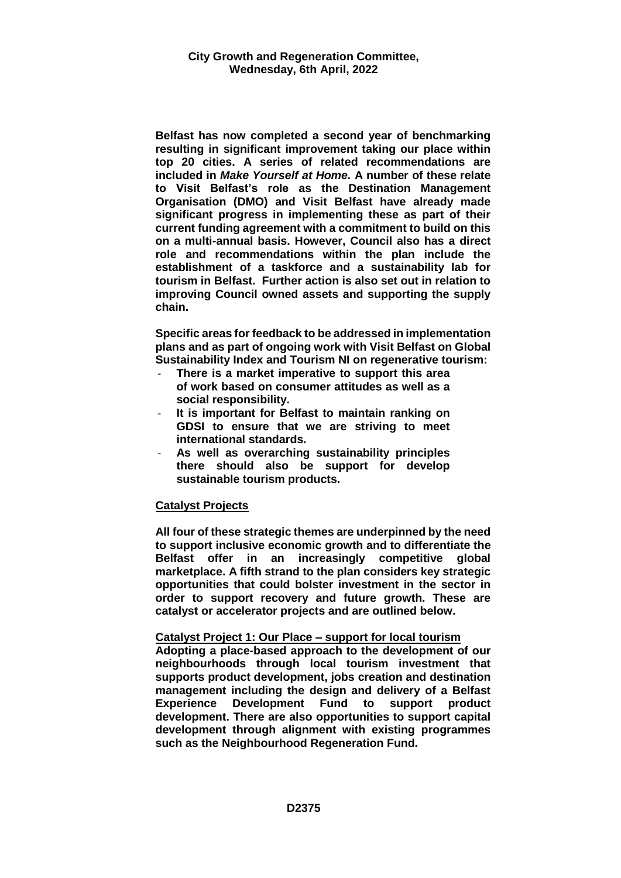**Belfast has now completed a second year of benchmarking resulting in significant improvement taking our place within top 20 cities. A series of related recommendations are included in *Make Yourself at Home.* A number of these relate to Visit Belfast's role as the Destination Management Organisation (DMO) and Visit Belfast have already made significant progress in implementing these as part of their current funding agreement with a commitment to build on this on a multi-annual basis. However, Council also has a direct role and recommendations within the plan include the establishment of a taskforce and a sustainability lab for tourism in Belfast. Further action is also set out in relation to improving Council owned assets and supporting the supply chain.**

**Specific areas for feedback to be addressed in implementation plans and as part of ongoing work with Visit Belfast on Global Sustainability Index and Tourism NI on regenerative tourism:**

- **There is a market imperative to support this area of work based on consumer attitudes as well as a social responsibility.**
- **It is important for Belfast to maintain ranking on GDSI to ensure that we are striving to meet international standards.**
- **As well as overarching sustainability principles there should also be support for develop sustainable tourism products.**

**Catalyst Projects**

**All four of these strategic themes are underpinned by the need to support inclusive economic growth and to differentiate the Belfast offer in an increasingly competitive global marketplace. A fifth strand to the plan considers key strategic opportunities that could bolster investment in the sector in order to support recovery and future growth. These are catalyst or accelerator projects and are outlined below.**

**Catalyst Project 1: Our Place – support for local tourism**

**Adopting a place-based approach to the development of our neighbourhoods through local tourism investment that supports product development, jobs creation and destination management including the design and delivery of a Belfast Experience Development Fund to support product development. There are also opportunities to support capital development through alignment with existing programmes such as the Neighbourhood Regeneration Fund.**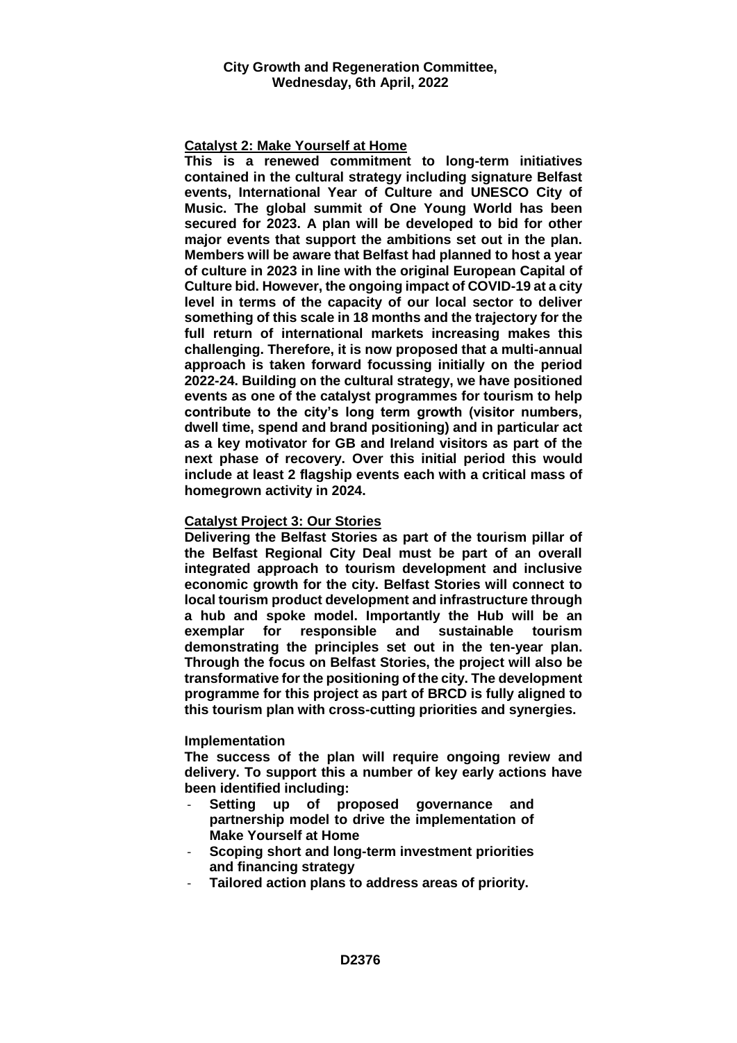**Catalyst 2: Make Yourself at Home**

**This is a renewed commitment to long-term initiatives contained in the cultural strategy including signature Belfast events, International Year of Culture and UNESCO City of Music. The global summit of One Young World has been secured for 2023. A plan will be developed to bid for other major events that support the ambitions set out in the plan. Members will be aware that Belfast had planned to host a year of culture in 2023 in line with the original European Capital of Culture bid. However, the ongoing impact of COVID-19 at a city level in terms of the capacity of our local sector to deliver something of this scale in 18 months and the trajectory for the full return of international markets increasing makes this challenging. Therefore, it is now proposed that a multi-annual approach is taken forward focussing initially on the period 2022-24. Building on the cultural strategy, we have positioned events as one of the catalyst programmes for tourism to help contribute to the city's long term growth (visitor numbers, dwell time, spend and brand positioning) and in particular act as a key motivator for GB and Ireland visitors as part of the next phase of recovery. Over this initial period this would include at least 2 flagship events each with a critical mass of homegrown activity in 2024.**

**Catalyst Project 3: Our Stories**

**Delivering the Belfast Stories as part of the tourism pillar of the Belfast Regional City Deal must be part of an overall integrated approach to tourism development and inclusive economic growth for the city. Belfast Stories will connect to local tourism product development and infrastructure through a hub and spoke model. Importantly the Hub will be an exemplar for responsible and sustainable tourism demonstrating the principles set out in the ten-year plan. Through the focus on Belfast Stories, the project will also be transformative for the positioning of the city. The development programme for this project as part of BRCD is fully aligned to this tourism plan with cross-cutting priorities and synergies.**

**Implementation**

**The success of the plan will require ongoing review and delivery. To support this a number of key early actions have been identified including:**

- **Setting up of proposed governance and partnership model to drive the implementation of Make Yourself at Home**
- **Scoping short and long-term investment priorities and financing strategy**
- **Tailored action plans to address areas of priority.**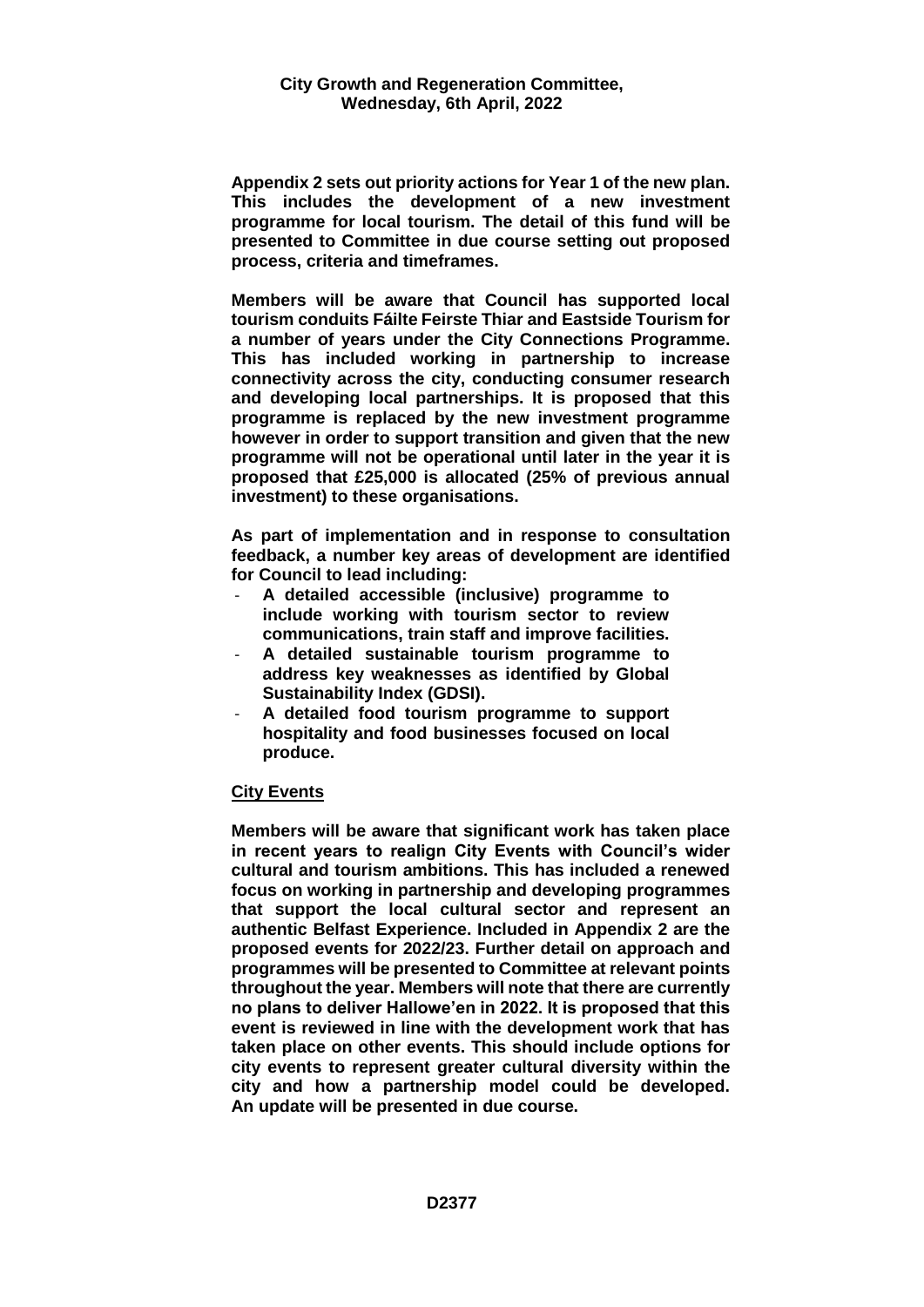**Appendix 2 sets out priority actions for Year 1 of the new plan. This includes the development of a new investment programme for local tourism. The detail of this fund will be presented to Committee in due course setting out proposed process, criteria and timeframes.**

**Members will be aware that Council has supported local tourism conduits Fáilte Feirste Thiar and Eastside Tourism for a number of years under the City Connections Programme. This has included working in partnership to increase connectivity across the city, conducting consumer research and developing local partnerships. It is proposed that this programme is replaced by the new investment programme however in order to support transition and given that the new programme will not be operational until later in the year it is proposed that £25,000 is allocated (25% of previous annual investment) to these organisations.**

**As part of implementation and in response to consultation feedback, a number key areas of development are identified for Council to lead including:**

- **A detailed accessible (inclusive) programme to include working with tourism sector to review communications, train staff and improve facilities.**
- **A detailed sustainable tourism programme to address key weaknesses as identified by Global Sustainability Index (GDSI).**
- **A detailed food tourism programme to support hospitality and food businesses focused on local produce.**

**City Events**

**Members will be aware that significant work has taken place in recent years to realign City Events with Council's wider cultural and tourism ambitions. This has included a renewed focus on working in partnership and developing programmes that support the local cultural sector and represent an authentic Belfast Experience. Included in Appendix 2 are the proposed events for 2022/23. Further detail on approach and programmes will be presented to Committee at relevant points throughout the year. Members will note that there are currently no plans to deliver Hallowe'en in 2022. It is proposed that this event is reviewed in line with the development work that has taken place on other events. This should include options for city events to represent greater cultural diversity within the city and how a partnership model could be developed. An update will be presented in due course.**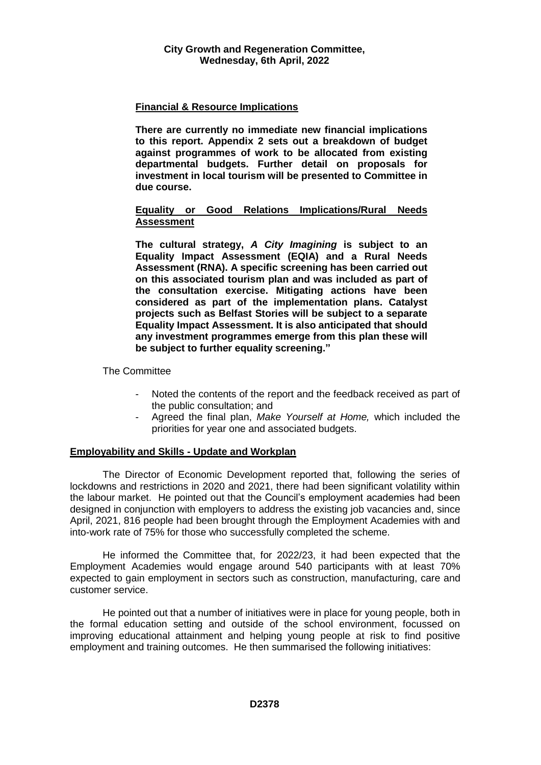**Financial & Resource Implications**

**There are currently no immediate new financial implications to this report. Appendix 2 sets out a breakdown of budget against programmes of work to be allocated from existing departmental budgets. Further detail on proposals for investment in local tourism will be presented to Committee in due course.**

**Equality or Good Relations Implications/Rural Needs Assessment**

**The cultural strategy, *A City Imagining* is subject to an Equality Impact Assessment (EQIA) and a Rural Needs Assessment (RNA). A specific screening has been carried out on this associated tourism plan and was included as part of the consultation exercise. Mitigating actions have been considered as part of the implementation plans. Catalyst projects such as Belfast Stories will be subject to a separate Equality Impact Assessment. It is also anticipated that should any investment programmes emerge from this plan these will be subject to further equality screening."**

The Committee

- Noted the contents of the report and the feedback received as part of the public consultation; and
- Agreed the final plan, *Make Yourself at Home,* which included the priorities for year one and associated budgets.

**Employability and Skills - Update and Workplan**

The Director of Economic Development reported that, following the series of lockdowns and restrictions in 2020 and 2021, there had been significant volatility within the labour market. He pointed out that the Council's employment academies had been designed in conjunction with employers to address the existing job vacancies and, since April, 2021, 816 people had been brought through the Employment Academies with and into-work rate of 75% for those who successfully completed the scheme.

He informed the Committee that, for 2022/23, it had been expected that the Employment Academies would engage around 540 participants with at least 70% expected to gain employment in sectors such as construction, manufacturing, care and customer service.

He pointed out that a number of initiatives were in place for young people, both in the formal education setting and outside of the school environment, focussed on improving educational attainment and helping young people at risk to find positive employment and training outcomes. He then summarised the following initiatives: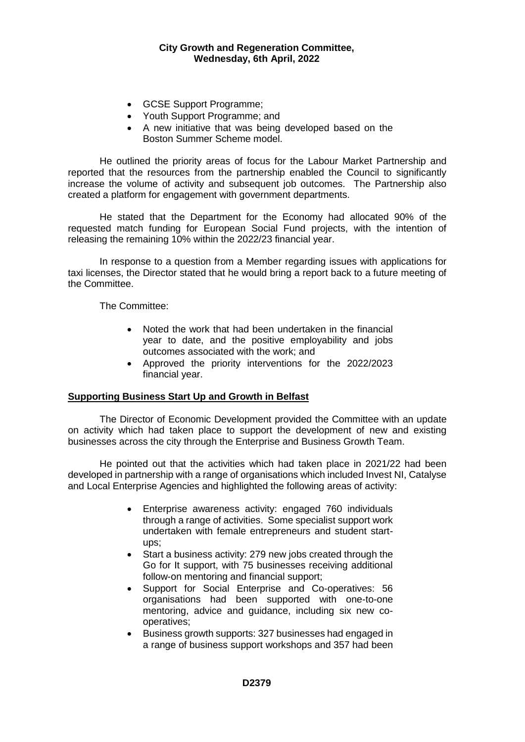- GCSE Support Programme;
- Youth Support Programme; and
- A new initiative that was being developed based on the Boston Summer Scheme model.

He outlined the priority areas of focus for the Labour Market Partnership and reported that the resources from the partnership enabled the Council to significantly increase the volume of activity and subsequent job outcomes. The Partnership also created a platform for engagement with government departments.

He stated that the Department for the Economy had allocated 90% of the requested match funding for European Social Fund projects, with the intention of releasing the remaining 10% within the 2022/23 financial year.

In response to a question from a Member regarding issues with applications for taxi licenses, the Director stated that he would bring a report back to a future meeting of the Committee.

The Committee:

- Noted the work that had been undertaken in the financial year to date, and the positive employability and jobs outcomes associated with the work; and
- Approved the priority interventions for the 2022/2023 financial year.

## Supporting Business Start Up and Growth in Belfast

The Director of Economic Development provided the Committee with an update on activity which had taken place to support the development of new and existing businesses across the city through the Enterprise and Business Growth Team.

He pointed out that the activities which had taken place in 2021/22 had been developed in partnership with a range of organisations which included Invest NI, Catalyse and Local Enterprise Agencies and highlighted the following areas of activity:

- Enterprise awareness activity: engaged 760 individuals through a range of activities. Some specialist support work undertaken with female entrepreneurs and student start-ups;
- Start a business activity: 279 new jobs created through the Go for It support, with 75 businesses receiving additional follow-on mentoring and financial support;
- Support for Social Enterprise and Co-operatives: 56 organisations had been supported with one-to-one mentoring, advice and guidance, including six new co-operatives;
- Business growth supports: 327 businesses had engaged in a range of business support workshops and 357 had been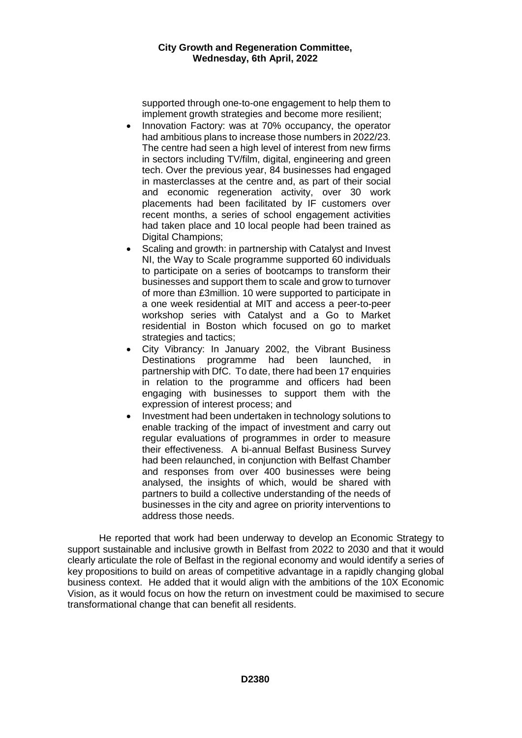supported through one-to-one engagement to help them to implement growth strategies and become more resilient;

- Innovation Factory: was at 70% occupancy, the operator had ambitious plans to increase those numbers in 2022/23. The centre had seen a high level of interest from new firms in sectors including TV/film, digital, engineering and green tech. Over the previous year, 84 businesses had engaged in masterclasses at the centre and, as part of their social and economic regeneration activity, over 30 work placements had been facilitated by IF customers over recent months, a series of school engagement activities had taken place and 10 local people had been trained as Digital Champions;
- Scaling and growth: in partnership with Catalyst and Invest NI, the Way to Scale programme supported 60 individuals to participate on a series of bootcamps to transform their businesses and support them to scale and grow to turnover of more than £3million. 10 were supported to participate in a one week residential at MIT and access a peer-to-peer workshop series with Catalyst and a Go to Market residential in Boston which focused on go to market strategies and tactics;
- City Vibrancy: In January 2002, the Vibrant Business Destinations programme had been launched, in partnership with DfC. To date, there had been 17 enquiries in relation to the programme and officers had been engaging with businesses to support them with the expression of interest process; and
- Investment had been undertaken in technology solutions to enable tracking of the impact of investment and carry out regular evaluations of programmes in order to measure their effectiveness. A bi-annual Belfast Business Survey had been relaunched, in conjunction with Belfast Chamber and responses from over 400 businesses were being analysed, the insights of which, would be shared with partners to build a collective understanding of the needs of businesses in the city and agree on priority interventions to address those needs.

He reported that work had been underway to develop an Economic Strategy to support sustainable and inclusive growth in Belfast from 2022 to 2030 and that it would clearly articulate the role of Belfast in the regional economy and would identify a series of key propositions to build on areas of competitive advantage in a rapidly changing global business context. He added that it would align with the ambitions of the 10X Economic Vision, as it would focus on how the return on investment could be maximised to secure transformational change that can benefit all residents.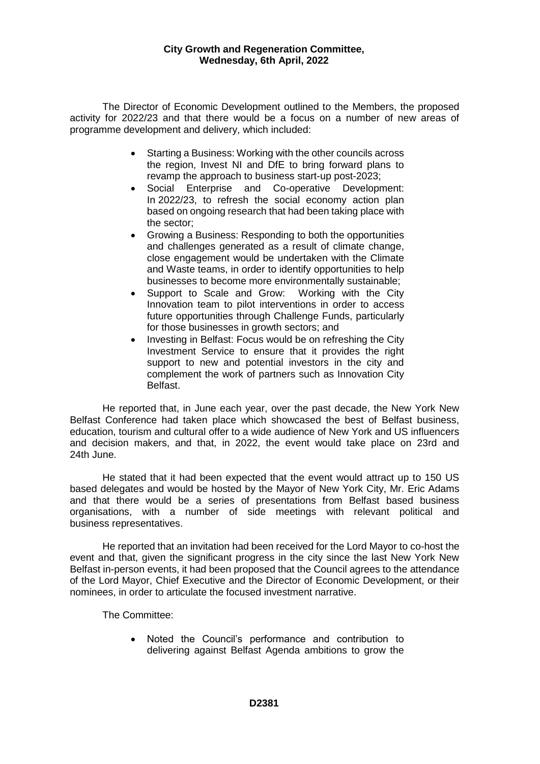The Director of Economic Development outlined to the Members, the proposed activity for 2022/23 and that there would be a focus on a number of new areas of programme development and delivery, which included:

- Starting a Business: Working with the other councils across the region, Invest NI and DfE to bring forward plans to revamp the approach to business start-up post-2023;
- Social Enterprise and Co-operative Development: In 2022/23, to refresh the social economy action plan based on ongoing research that had been taking place with the sector;
- Growing a Business: Responding to both the opportunities and challenges generated as a result of climate change, close engagement would be undertaken with the Climate and Waste teams, in order to identify opportunities to help businesses to become more environmentally sustainable;
- Support to Scale and Grow: Working with the City Innovation team to pilot interventions in order to access future opportunities through Challenge Funds, particularly for those businesses in growth sectors; and
- Investing in Belfast: Focus would be on refreshing the City Investment Service to ensure that it provides the right support to new and potential investors in the city and complement the work of partners such as Innovation City Belfast.

He reported that, in June each year, over the past decade, the New York New Belfast Conference had taken place which showcased the best of Belfast business, education, tourism and cultural offer to a wide audience of New York and US influencers and decision makers, and that, in 2022, the event would take place on 23rd and 24th June.

He stated that it had been expected that the event would attract up to 150 US based delegates and would be hosted by the Mayor of New York City, Mr. Eric Adams and that there would be a series of presentations from Belfast based business organisations, with a number of side meetings with relevant political and business representatives.

He reported that an invitation had been received for the Lord Mayor to co-host the event and that, given the significant progress in the city since the last New York New Belfast in-person events, it had been proposed that the Council agrees to the attendance of the Lord Mayor, Chief Executive and the Director of Economic Development, or their nominees, in order to articulate the focused investment narrative.

The Committee:

- Noted the Council's performance and contribution to delivering against Belfast Agenda ambitions to grow the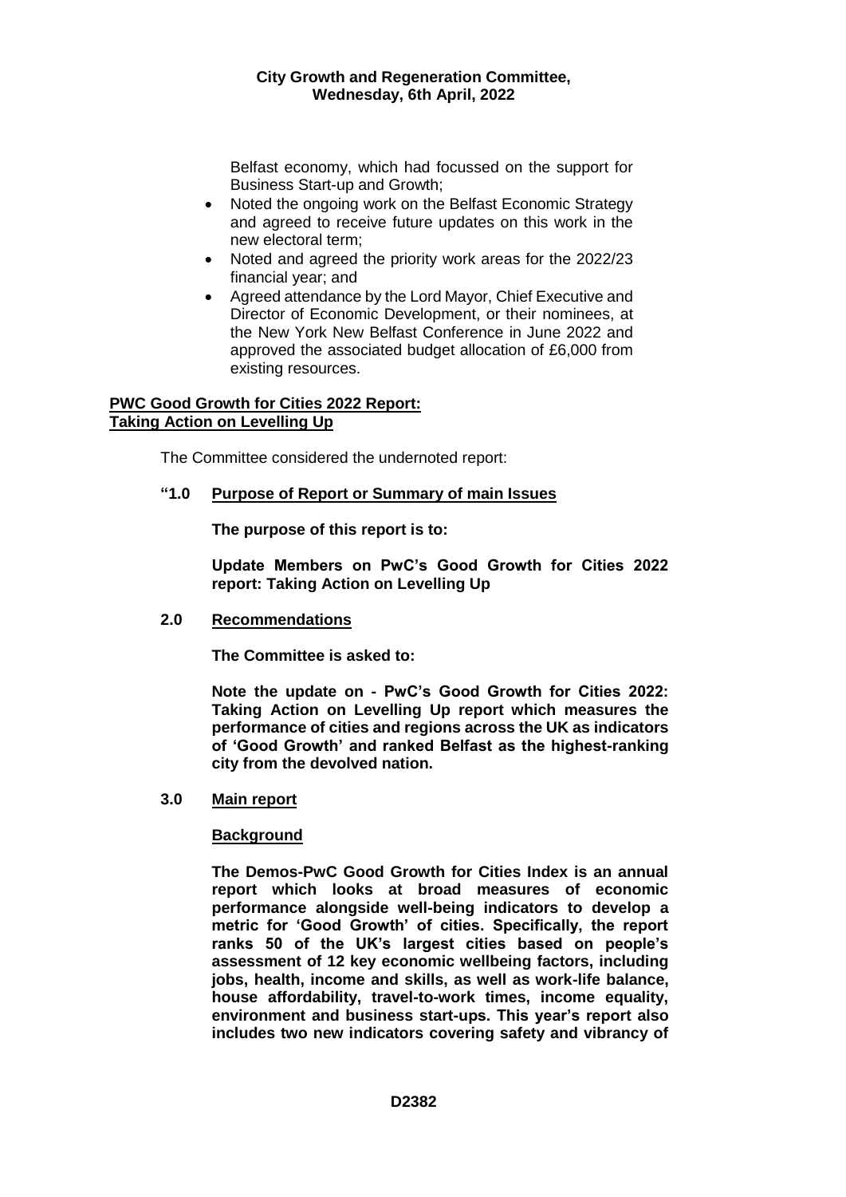Belfast economy, which had focussed on the support for Business Start-up and Growth;

- Noted the ongoing work on the Belfast Economic Strategy and agreed to receive future updates on this work in the new electoral term;
- Noted and agreed the priority work areas for the 2022/23 financial year; and
- Agreed attendance by the Lord Mayor, Chief Executive and Director of Economic Development, or their nominees, at the New York New Belfast Conference in June 2022 and approved the associated budget allocation of £6,000 from existing resources.

## PWC Good Growth for Cities 2022 Report: Taking Action on Levelling Up

The Committee considered the undernoted report:

**"1.0 Purpose of Report or Summary of main Issues**

**The purpose of this report is to:**

**Update Members on PwC's Good Growth for Cities 2022 report: Taking Action on Levelling Up**

**2.0 Recommendations**

**The Committee is asked to:**

**Note the update on - PwC's Good Growth for Cities 2022: Taking Action on Levelling Up report which measures the performance of cities and regions across the UK as indicators of 'Good Growth' and ranked Belfast as the highest-ranking city from the devolved nation.**

**3.0 Main report**

**Background**

**The Demos-PwC Good Growth for Cities Index is an annual report which looks at broad measures of economic performance alongside well-being indicators to develop a metric for 'Good Growth' of cities. Specifically, the report ranks 50 of the UK's largest cities based on people's assessment of 12 key economic wellbeing factors, including jobs, health, income and skills, as well as work-life balance, house affordability, travel-to-work times, income equality, environment and business start-ups. This year's report also includes two new indicators covering safety and vibrancy of**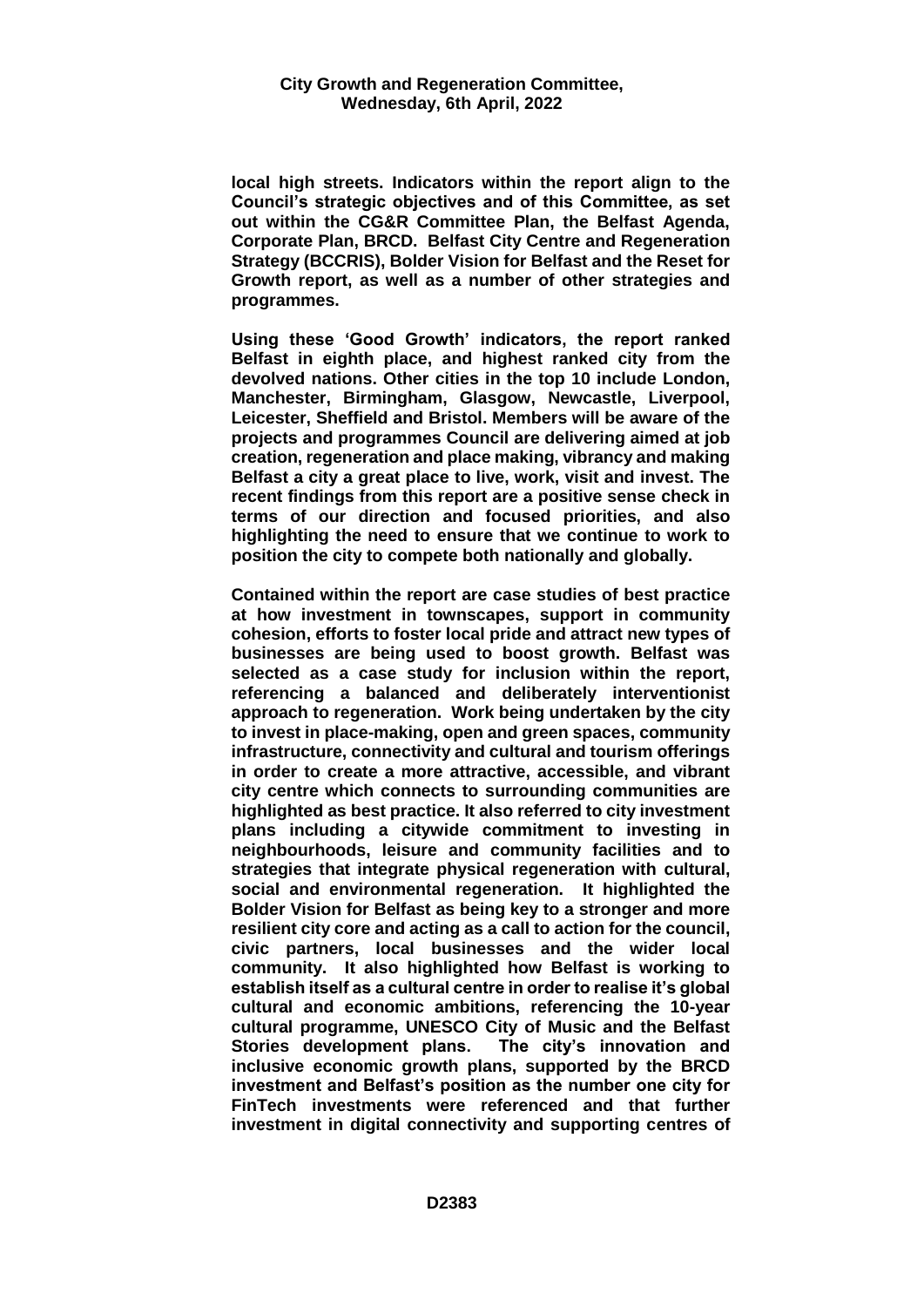**local high streets. Indicators within the report align to the Council's strategic objectives and of this Committee, as set out within the CG&R Committee Plan, the Belfast Agenda, Corporate Plan, BRCD. Belfast City Centre and Regeneration Strategy (BCCRIS), Bolder Vision for Belfast and the Reset for Growth report, as well as a number of other strategies and programmes.**

**Using these 'Good Growth' indicators, the report ranked Belfast in eighth place, and highest ranked city from the devolved nations. Other cities in the top 10 include London, Manchester, Birmingham, Glasgow, Newcastle, Liverpool, Leicester, Sheffield and Bristol. Members will be aware of the projects and programmes Council are delivering aimed at job creation, regeneration and place making, vibrancy and making Belfast a city a great place to live, work, visit and invest. The recent findings from this report are a positive sense check in terms of our direction and focused priorities, and also highlighting the need to ensure that we continue to work to position the city to compete both nationally and globally.**

**Contained within the report are case studies of best practice at how investment in townscapes, support in community cohesion, efforts to foster local pride and attract new types of businesses are being used to boost growth. Belfast was selected as a case study for inclusion within the report, referencing a balanced and deliberately interventionist approach to regeneration. Work being undertaken by the city to invest in place-making, open and green spaces, community infrastructure, connectivity and cultural and tourism offerings in order to create a more attractive, accessible, and vibrant city centre which connects to surrounding communities are highlighted as best practice. It also referred to city investment plans including a citywide commitment to investing in neighbourhoods, leisure and community facilities and to strategies that integrate physical regeneration with cultural, social and environmental regeneration. It highlighted the Bolder Vision for Belfast as being key to a stronger and more resilient city core and acting as a call to action for the council, civic partners, local businesses and the wider local community. It also highlighted how Belfast is working to establish itself as a cultural centre in order to realise it's global cultural and economic ambitions, referencing the 10-year cultural programme, UNESCO City of Music and the Belfast Stories development plans. The city's innovation and inclusive economic growth plans, supported by the BRCD investment and Belfast's position as the number one city for FinTech investments were referenced and that further investment in digital connectivity and supporting centres of**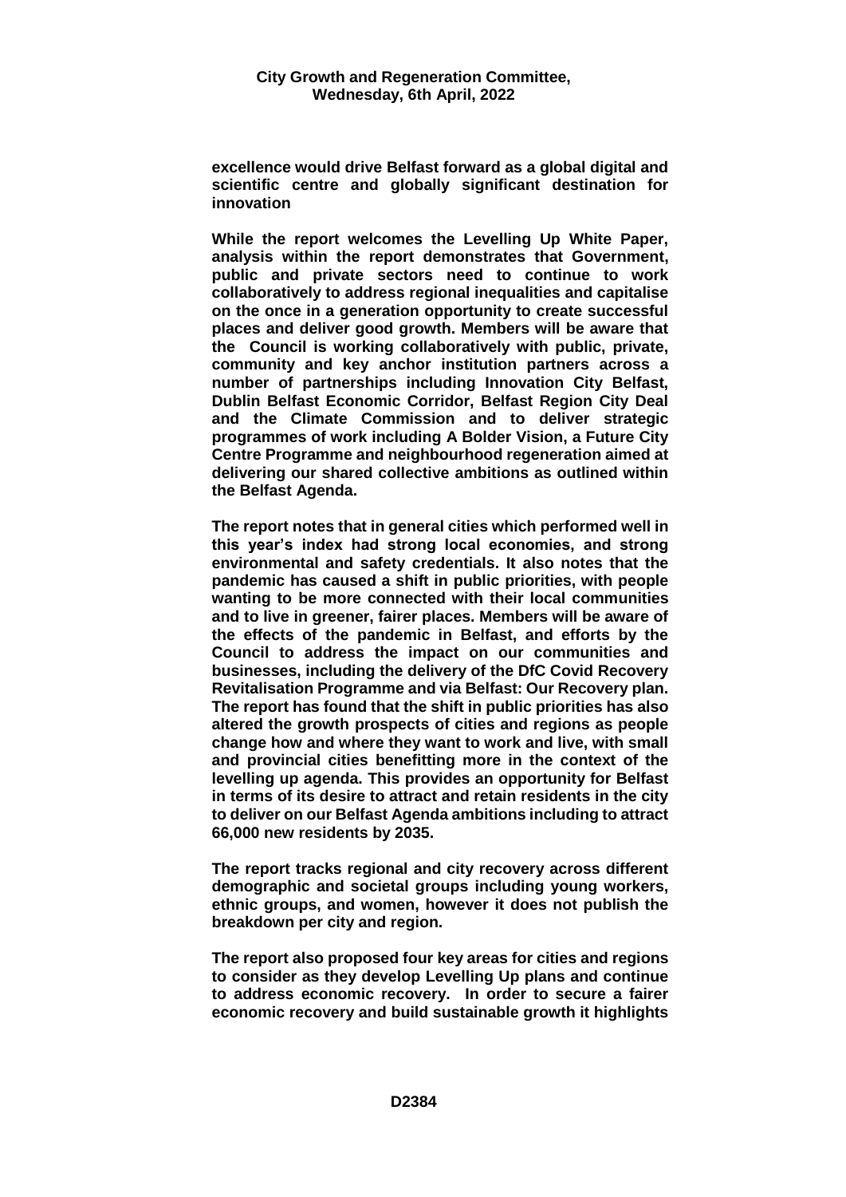**excellence would drive Belfast forward as a global digital and scientific centre and globally significant destination for innovation**

**While the report welcomes the Levelling Up White Paper, analysis within the report demonstrates that Government, public and private sectors need to continue to work collaboratively to address regional inequalities and capitalise on the once in a generation opportunity to create successful places and deliver good growth. Members will be aware that the Council is working collaboratively with public, private, community and key anchor institution partners across a number of partnerships including Innovation City Belfast, Dublin Belfast Economic Corridor, Belfast Region City Deal and the Climate Commission and to deliver strategic programmes of work including A Bolder Vision, a Future City Centre Programme and neighbourhood regeneration aimed at delivering our shared collective ambitions as outlined within the Belfast Agenda.**

**The report notes that in general cities which performed well in this year's index had strong local economies, and strong environmental and safety credentials. It also notes that the pandemic has caused a shift in public priorities, with people wanting to be more connected with their local communities and to live in greener, fairer places. Members will be aware of the effects of the pandemic in Belfast, and efforts by the Council to address the impact on our communities and businesses, including the delivery of the DfC Covid Recovery Revitalisation Programme and via Belfast: Our Recovery plan. The report has found that the shift in public priorities has also altered the growth prospects of cities and regions as people change how and where they want to work and live, with small and provincial cities benefitting more in the context of the levelling up agenda. This provides an opportunity for Belfast in terms of its desire to attract and retain residents in the city to deliver on our Belfast Agenda ambitions including to attract 66,000 new residents by 2035.**

**The report tracks regional and city recovery across different demographic and societal groups including young workers, ethnic groups, and women, however it does not publish the breakdown per city and region.**

**The report also proposed four key areas for cities and regions to consider as they develop Levelling Up plans and continue to address economic recovery. In order to secure a fairer economic recovery and build sustainable growth it highlights**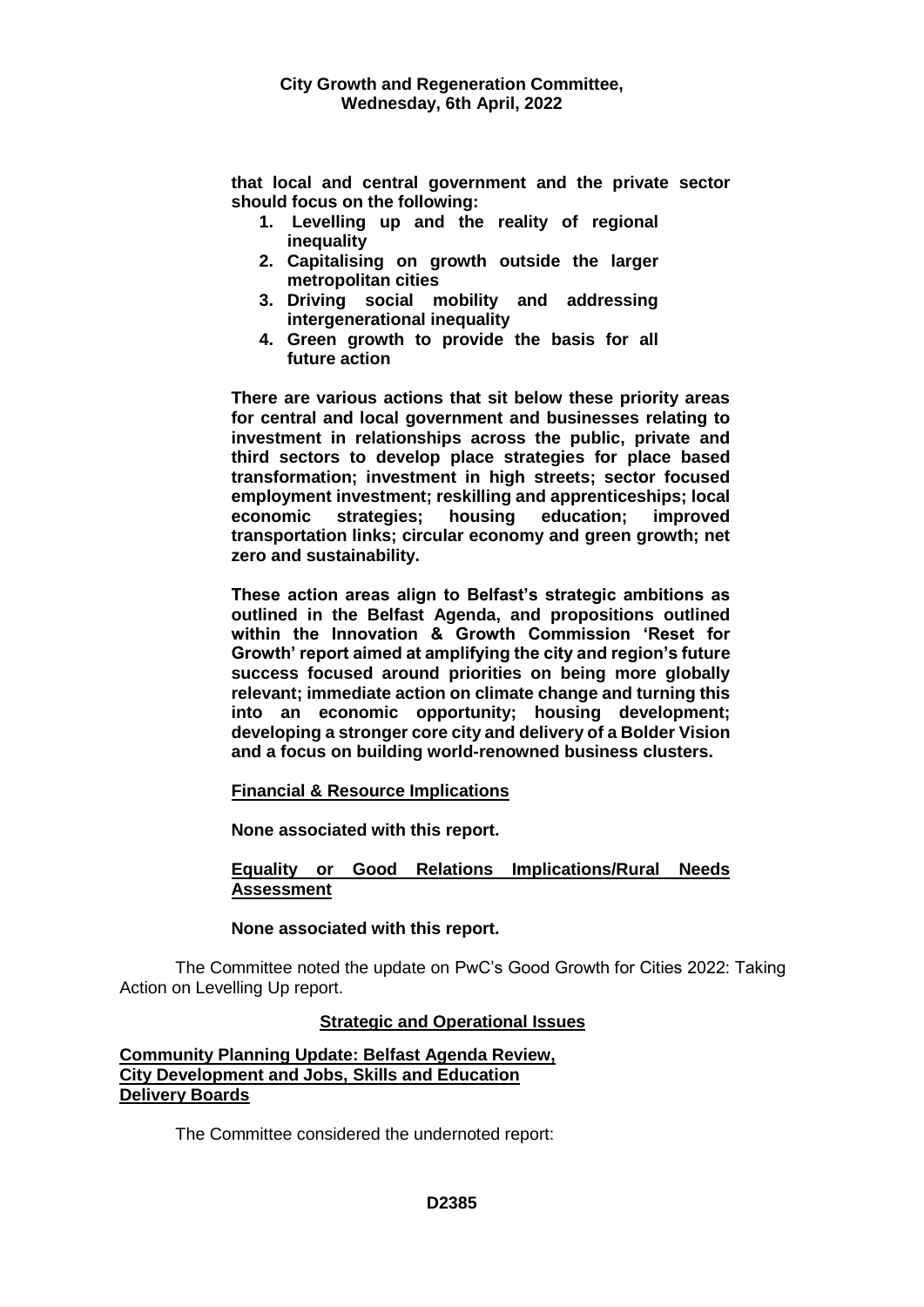**that local and central government and the private sector should focus on the following:**

1. **Levelling up and the reality of regional inequality**
2. **Capitalising on growth outside the larger metropolitan cities**
3. **Driving social mobility and addressing intergenerational inequality**
4. **Green growth to provide the basis for all future action**

**There are various actions that sit below these priority areas for central and local government and businesses relating to investment in relationships across the public, private and third sectors to develop place strategies for place based transformation; investment in high streets; sector focused employment investment; reskilling and apprenticeships; local economic strategies; housing education; improved transportation links; circular economy and green growth; net zero and sustainability.**

**These action areas align to Belfast's strategic ambitions as outlined in the Belfast Agenda, and propositions outlined within the Innovation & Growth Commission 'Reset for Growth' report aimed at amplifying the city and region's future success focused around priorities on being more globally relevant; immediate action on climate change and turning this into an economic opportunity; housing development; developing a stronger core city and delivery of a Bolder Vision and a focus on building world-renowned business clusters.**

**Financial & Resource Implications**

**None associated with this report.**

**Equality or Good Relations Implications/Rural Needs Assessment**

**None associated with this report.**

The Committee noted the update on PwC's Good Growth for Cities 2022: Taking Action on Levelling Up report.

## Strategic and Operational Issues

### Community Planning Update: Belfast Agenda Review, City Development and Jobs, Skills and Education Delivery Boards

The Committee considered the undernoted report: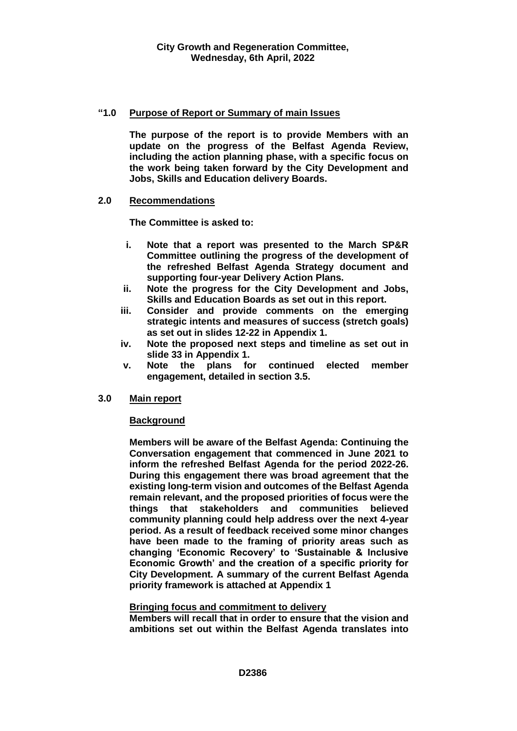**City Growth and Regeneration Committee,**
**Wednesday, 6th April, 2022**

**"1.0 Purpose of Report or Summary of main Issues**

**The purpose of the report is to provide Members with an update on the progress of the Belfast Agenda Review, including the action planning phase, with a specific focus on the work being taken forward by the City Development and Jobs, Skills and Education delivery Boards.**

**2.0 Recommendations**

**The Committee is asked to:**

- **i. Note that a report was presented to the March SP&R Committee outlining the progress of the development of the refreshed Belfast Agenda Strategy document and supporting four-year Delivery Action Plans.**
- **ii. Note the progress for the City Development and Jobs, Skills and Education Boards as set out in this report.**
- **iii. Consider and provide comments on the emerging strategic intents and measures of success (stretch goals) as set out in slides 12-22 in Appendix 1.**
- **iv. Note the proposed next steps and timeline as set out in slide 33 in Appendix 1.**
- **v. Note the plans for continued elected member engagement, detailed in section 3.5.**

**3.0 Main report**

**Background**

**Members will be aware of the Belfast Agenda: Continuing the Conversation engagement that commenced in June 2021 to inform the refreshed Belfast Agenda for the period 2022-26. During this engagement there was broad agreement that the existing long-term vision and outcomes of the Belfast Agenda remain relevant, and the proposed priorities of focus were the things that stakeholders and communities believed community planning could help address over the next 4-year period. As a result of feedback received some minor changes have been made to the framing of priority areas such as changing 'Economic Recovery' to 'Sustainable & Inclusive Economic Growth' and the creation of a specific priority for City Development. A summary of the current Belfast Agenda priority framework is attached at Appendix 1**

**Bringing focus and commitment to delivery**

**Members will recall that in order to ensure that the vision and ambitions set out within the Belfast Agenda translates into**

**D2386**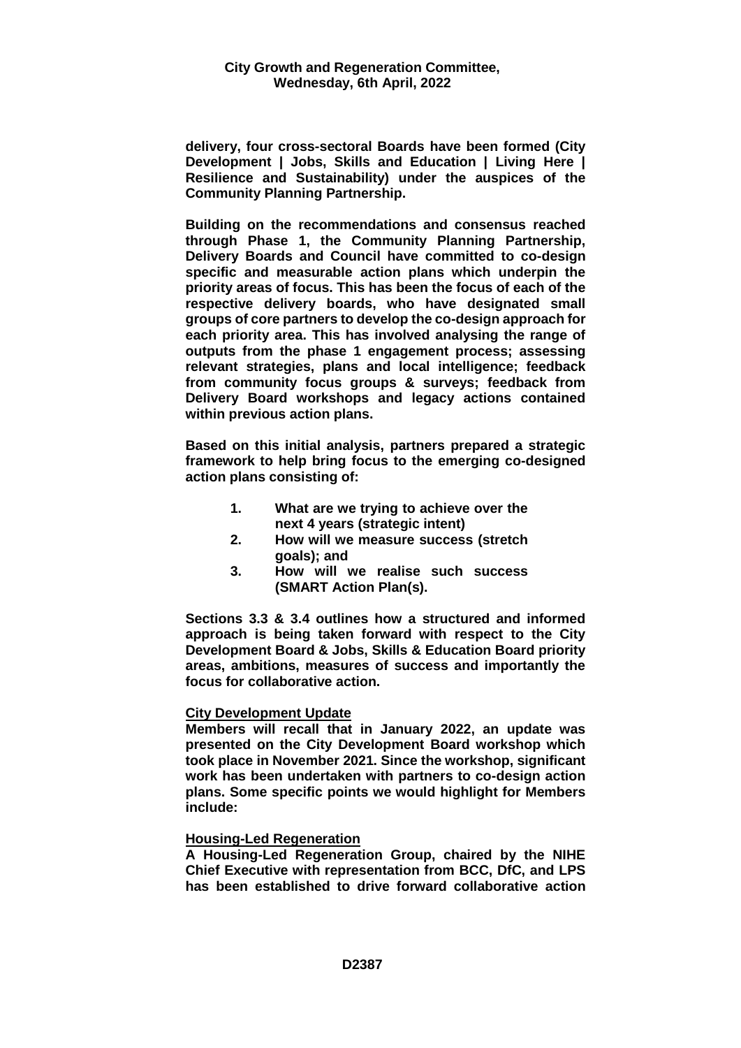**delivery, four cross-sectoral Boards have been formed (City Development | Jobs, Skills and Education | Living Here | Resilience and Sustainability) under the auspices of the Community Planning Partnership.**

**Building on the recommendations and consensus reached through Phase 1, the Community Planning Partnership, Delivery Boards and Council have committed to co-design specific and measurable action plans which underpin the priority areas of focus. This has been the focus of each of the respective delivery boards, who have designated small groups of core partners to develop the co-design approach for each priority area. This has involved analysing the range of outputs from the phase 1 engagement process; assessing relevant strategies, plans and local intelligence; feedback from community focus groups & surveys; feedback from Delivery Board workshops and legacy actions contained within previous action plans.**

**Based on this initial analysis, partners prepared a strategic framework to help bring focus to the emerging co-designed action plans consisting of:**

1. **What are we trying to achieve over the next 4 years (strategic intent)**
2. **How will we measure success (stretch goals); and**
3. **How will we realise such success (SMART Action Plan(s).**

**Sections 3.3 & 3.4 outlines how a structured and informed approach is being taken forward with respect to the City Development Board & Jobs, Skills & Education Board priority areas, ambitions, measures of success and importantly the focus for collaborative action.**

**City Development Update**

**Members will recall that in January 2022, an update was presented on the City Development Board workshop which took place in November 2021. Since the workshop, significant work has been undertaken with partners to co-design action plans. Some specific points we would highlight for Members include:**

**Housing-Led Regeneration**

**A Housing-Led Regeneration Group, chaired by the NIHE Chief Executive with representation from BCC, DfC, and LPS has been established to drive forward collaborative action**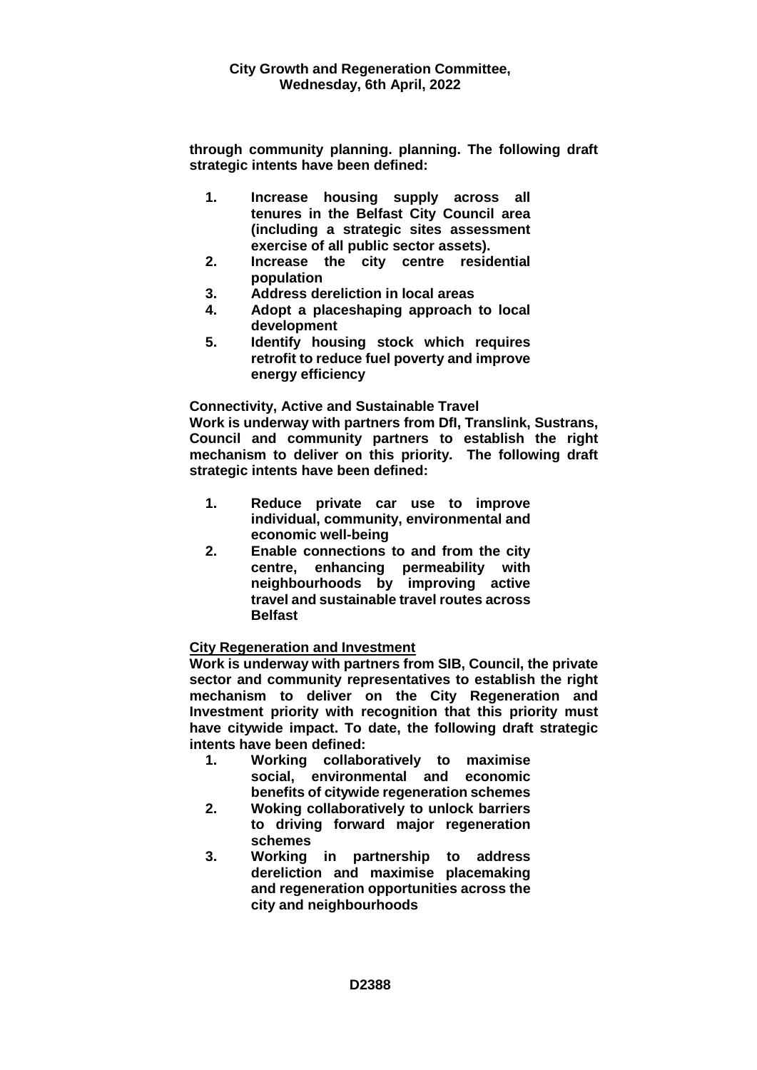**through community planning. planning. The following draft strategic intents have been defined:**

1. **Increase housing supply across all tenures in the Belfast City Council area (including a strategic sites assessment exercise of all public sector assets).**
2. **Increase the city centre residential population**
3. **Address dereliction in local areas**
4. **Adopt a placeshaping approach to local development**
5. **Identify housing stock which requires retrofit to reduce fuel poverty and improve energy efficiency**

**Connectivity, Active and Sustainable Travel**
**Work is underway with partners from DfI, Translink, Sustrans, Council and community partners to establish the right mechanism to deliver on this priority. The following draft strategic intents have been defined:**

1. **Reduce private car use to improve individual, community, environmental and economic well-being**
2. **Enable connections to and from the city centre, enhancing permeability with neighbourhoods by improving active travel and sustainable travel routes across Belfast**

**City Regeneration and Investment**
**Work is underway with partners from SIB, Council, the private sector and community representatives to establish the right mechanism to deliver on the City Regeneration and Investment priority with recognition that this priority must have citywide impact. To date, the following draft strategic intents have been defined:**

1. **Working collaboratively to maximise social, environmental and economic benefits of citywide regeneration schemes**
2. **Woking collaboratively to unlock barriers to driving forward major regeneration schemes**
3. **Working in partnership to address dereliction and maximise placemaking and regeneration opportunities across the city and neighbourhoods**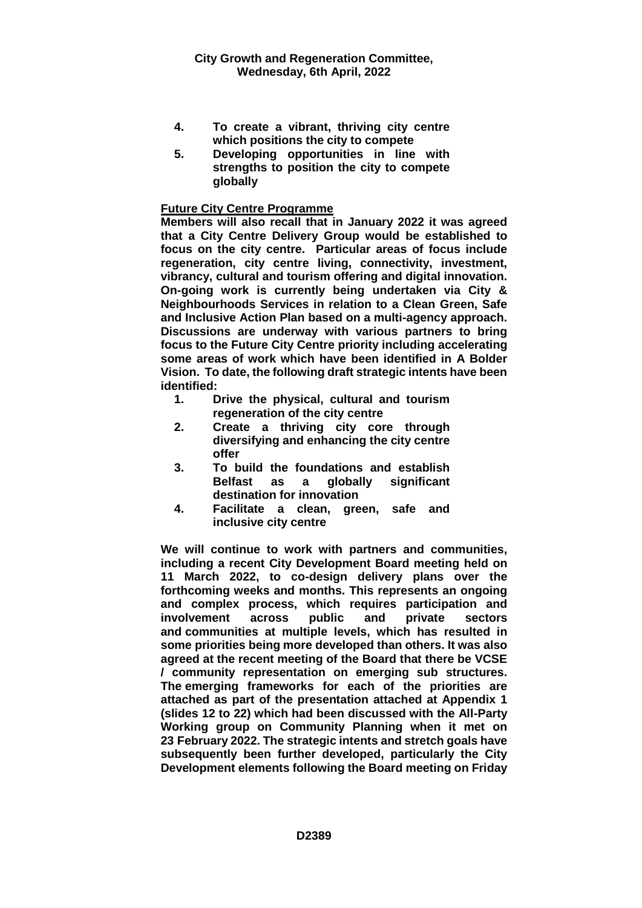**4. To create a vibrant, thriving city centre which positions the city to compete**

**5. Developing opportunities in line with strengths to position the city to compete globally**

**Future City Centre Programme**

**Members will also recall that in January 2022 it was agreed that a City Centre Delivery Group would be established to focus on the city centre. Particular areas of focus include regeneration, city centre living, connectivity, investment, vibrancy, cultural and tourism offering and digital innovation. On-going work is currently being undertaken via City & Neighbourhoods Services in relation to a Clean Green, Safe and Inclusive Action Plan based on a multi-agency approach. Discussions are underway with various partners to bring focus to the Future City Centre priority including accelerating some areas of work which have been identified in A Bolder Vision. To date, the following draft strategic intents have been identified:**

1. **Drive the physical, cultural and tourism regeneration of the city centre**
2. **Create a thriving city core through diversifying and enhancing the city centre offer**
3. **To build the foundations and establish Belfast as a globally significant destination for innovation**
4. **Facilitate a clean, green, safe and inclusive city centre**

**We will continue to work with partners and communities, including a recent City Development Board meeting held on 11 March 2022, to co-design delivery plans over the forthcoming weeks and months. This represents an ongoing and complex process, which requires participation and involvement across public and private sectors and communities at multiple levels, which has resulted in some priorities being more developed than others. It was also agreed at the recent meeting of the Board that there be VCSE / community representation on emerging sub structures. The emerging frameworks for each of the priorities are attached as part of the presentation attached at Appendix 1 (slides 12 to 22) which had been discussed with the All-Party Working group on Community Planning when it met on 23 February 2022. The strategic intents and stretch goals have subsequently been further developed, particularly the City Development elements following the Board meeting on Friday**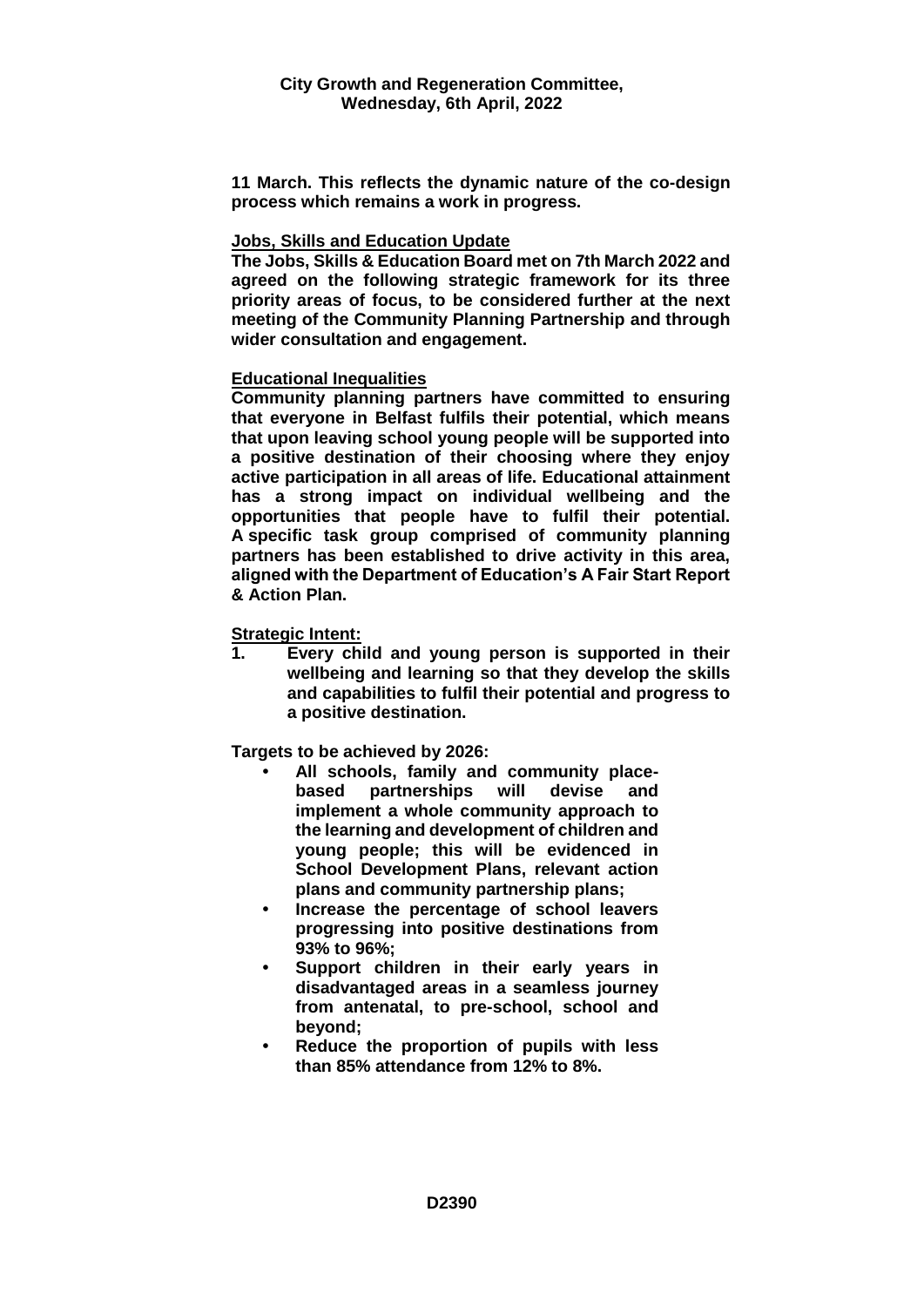**11 March. This reflects the dynamic nature of the co-design process which remains a work in progress.**

**Jobs, Skills and Education Update**

**The Jobs, Skills & Education Board met on 7th March 2022 and agreed on the following strategic framework for its three priority areas of focus, to be considered further at the next meeting of the Community Planning Partnership and through wider consultation and engagement.**

**Educational Inequalities**

**Community planning partners have committed to ensuring that everyone in Belfast fulfils their potential, which means that upon leaving school young people will be supported into a positive destination of their choosing where they enjoy active participation in all areas of life. Educational attainment has a strong impact on individual wellbeing and the opportunities that people have to fulfil their potential. A specific task group comprised of community planning partners has been established to drive activity in this area, aligned with the Department of Education's A Fair Start Report & Action Plan.**

**Strategic Intent:**

1. **Every child and young person is supported in their wellbeing and learning so that they develop the skills and capabilities to fulfil their potential and progress to a positive destination.**

**Targets to be achieved by 2026:**

- **All schools, family and community place-based partnerships will devise and implement a whole community approach to the learning and development of children and young people; this will be evidenced in School Development Plans, relevant action plans and community partnership plans;**
- **Increase the percentage of school leavers progressing into positive destinations from 93% to 96%;**
- **Support children in their early years in disadvantaged areas in a seamless journey from antenatal, to pre-school, school and beyond;**
- **Reduce the proportion of pupils with less than 85% attendance from 12% to 8%.**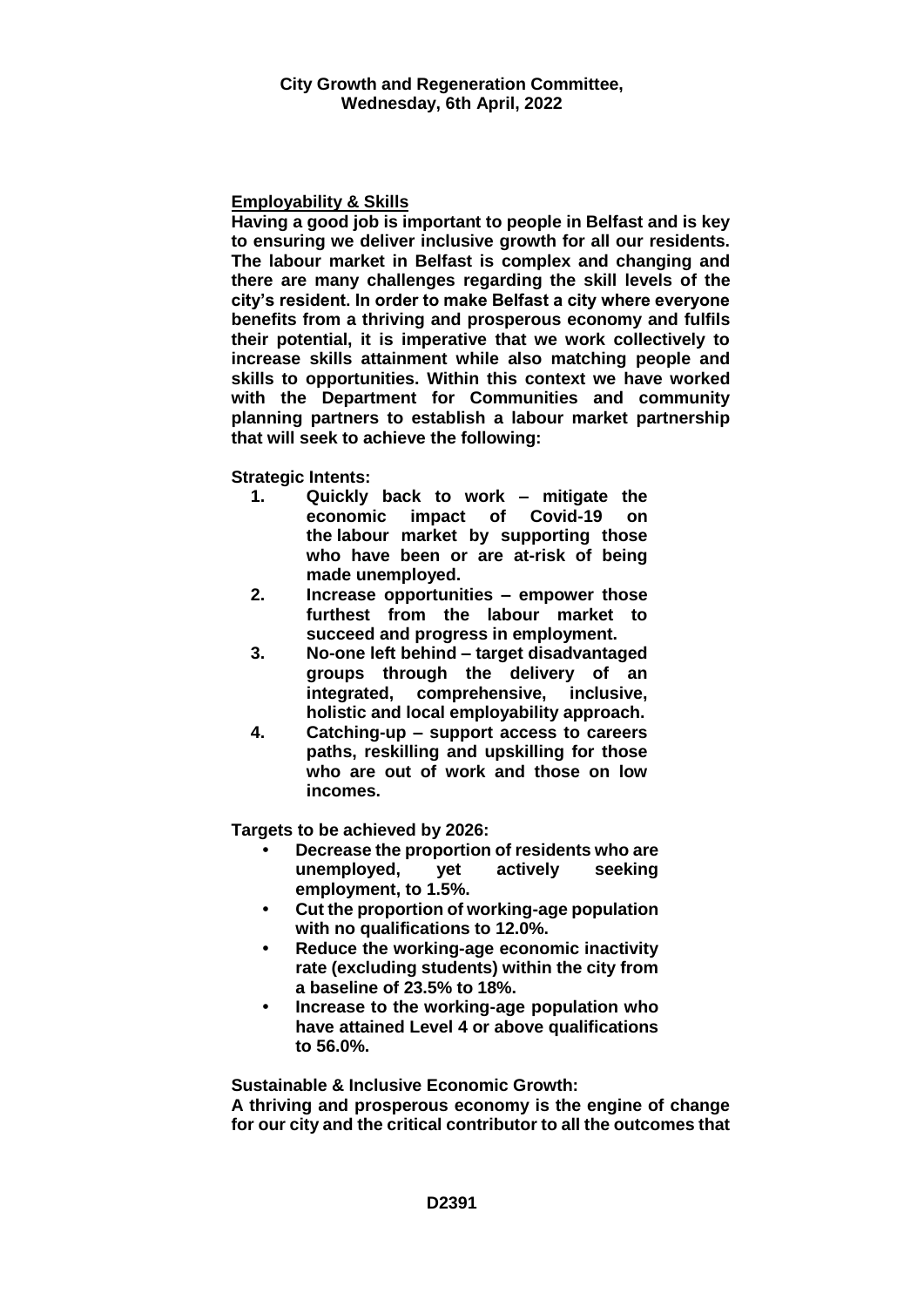**Employability & Skills**

**Having a good job is important to people in Belfast and is key to ensuring we deliver inclusive growth for all our residents. The labour market in Belfast is complex and changing and there are many challenges regarding the skill levels of the city's resident. In order to make Belfast a city where everyone benefits from a thriving and prosperous economy and fulfils their potential, it is imperative that we work collectively to increase skills attainment while also matching people and skills to opportunities. Within this context we have worked with the Department for Communities and community planning partners to establish a labour market partnership that will seek to achieve the following:**

**Strategic Intents:**

1. **Quickly back to work – mitigate the economic impact of Covid-19 on the labour market by supporting those who have been or are at-risk of being made unemployed.**
2. **Increase opportunities – empower those furthest from the labour market to succeed and progress in employment.**
3. **No-one left behind – target disadvantaged groups through the delivery of an integrated, comprehensive, inclusive, holistic and local employability approach.**
4. **Catching-up – support access to careers paths, reskilling and upskilling for those who are out of work and those on low incomes.**

**Targets to be achieved by 2026:**

- **Decrease the proportion of residents who are unemployed, yet actively seeking employment, to 1.5%.**
- **Cut the proportion of working-age population with no qualifications to 12.0%.**
- **Reduce the working-age economic inactivity rate (excluding students) within the city from a baseline of 23.5% to 18%.**
- **Increase to the working-age population who have attained Level 4 or above qualifications to 56.0%.**

**Sustainable & Inclusive Economic Growth:**

**A thriving and prosperous economy is the engine of change for our city and the critical contributor to all the outcomes that**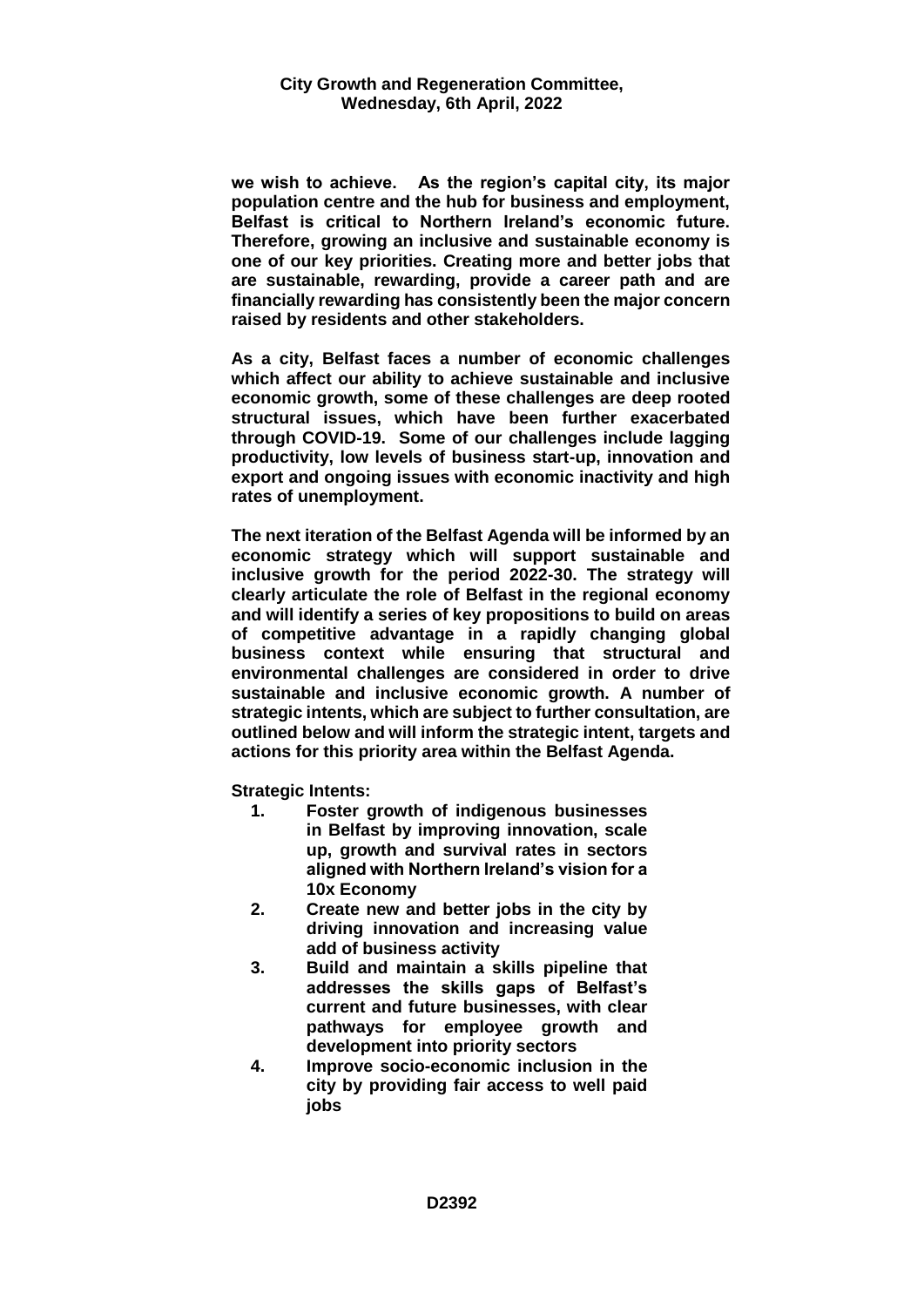**we wish to achieve. As the region's capital city, its major population centre and the hub for business and employment, Belfast is critical to Northern Ireland's economic future. Therefore, growing an inclusive and sustainable economy is one of our key priorities. Creating more and better jobs that are sustainable, rewarding, provide a career path and are financially rewarding has consistently been the major concern raised by residents and other stakeholders.**

**As a city, Belfast faces a number of economic challenges which affect our ability to achieve sustainable and inclusive economic growth, some of these challenges are deep rooted structural issues, which have been further exacerbated through COVID-19. Some of our challenges include lagging productivity, low levels of business start-up, innovation and export and ongoing issues with economic inactivity and high rates of unemployment.**

**The next iteration of the Belfast Agenda will be informed by an economic strategy which will support sustainable and inclusive growth for the period 2022-30. The strategy will clearly articulate the role of Belfast in the regional economy and will identify a series of key propositions to build on areas of competitive advantage in a rapidly changing global business context while ensuring that structural and environmental challenges are considered in order to drive sustainable and inclusive economic growth. A number of strategic intents, which are subject to further consultation, are outlined below and will inform the strategic intent, targets and actions for this priority area within the Belfast Agenda.**

**Strategic Intents:**

1. **Foster growth of indigenous businesses in Belfast by improving innovation, scale up, growth and survival rates in sectors aligned with Northern Ireland's vision for a 10x Economy**
2. **Create new and better jobs in the city by driving innovation and increasing value add of business activity**
3. **Build and maintain a skills pipeline that addresses the skills gaps of Belfast's current and future businesses, with clear pathways for employee growth and development into priority sectors**
4. **Improve socio-economic inclusion in the city by providing fair access to well paid jobs**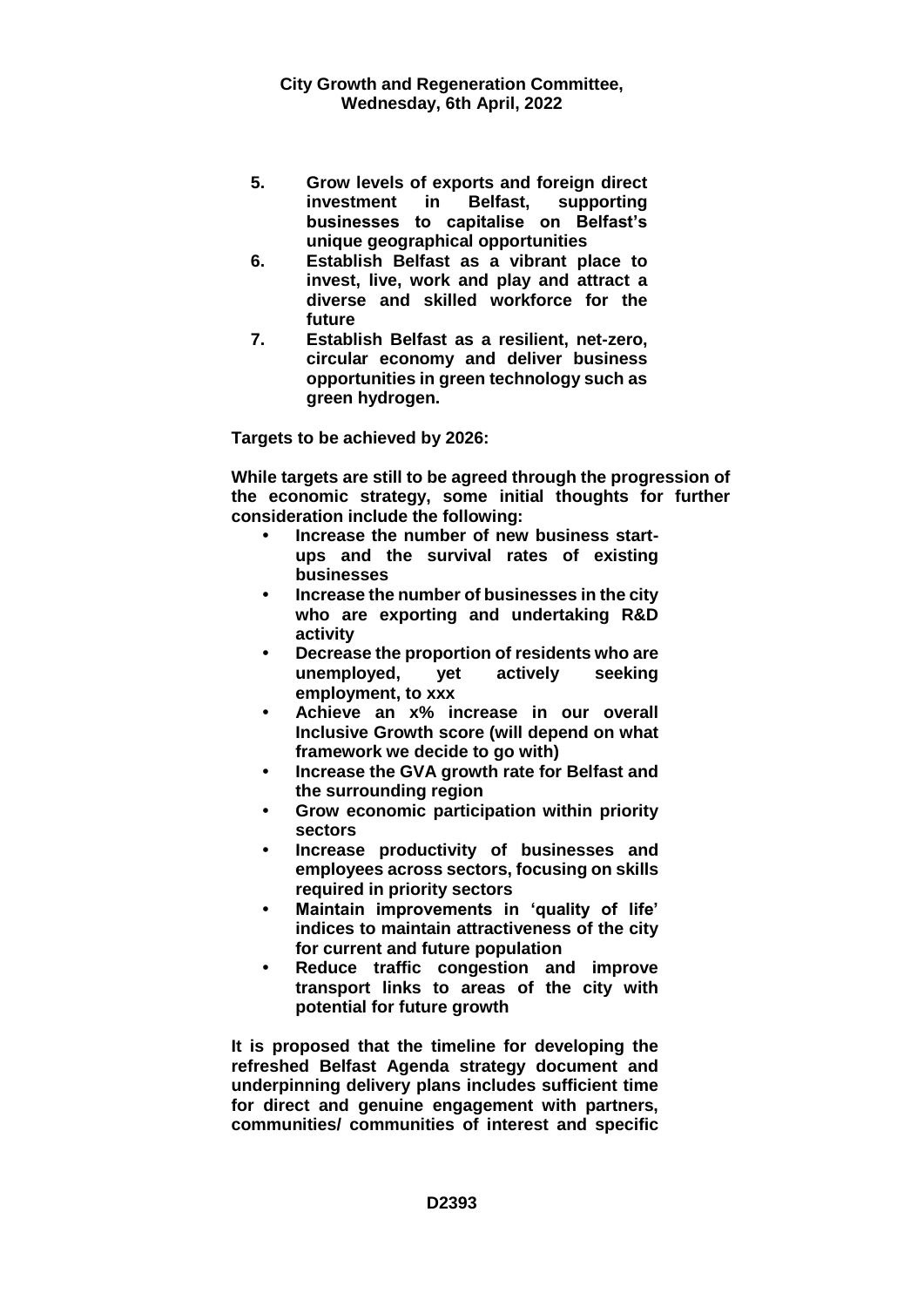5. **Grow levels of exports and foreign direct investment in Belfast, supporting businesses to capitalise on Belfast's unique geographical opportunities**
6. **Establish Belfast as a vibrant place to invest, live, work and play and attract a diverse and skilled workforce for the future**
7. **Establish Belfast as a resilient, net-zero, circular economy and deliver business opportunities in green technology such as green hydrogen.**

**Targets to be achieved by 2026:**

**While targets are still to be agreed through the progression of the economic strategy, some initial thoughts for further consideration include the following:**

- **Increase the number of new business start-ups and the survival rates of existing businesses**
- **Increase the number of businesses in the city who are exporting and undertaking R&D activity**
- **Decrease the proportion of residents who are unemployed, yet actively seeking employment, to xxx**
- **Achieve an x% increase in our overall Inclusive Growth score (will depend on what framework we decide to go with)**
- **Increase the GVA growth rate for Belfast and the surrounding region**
- **Grow economic participation within priority sectors**
- **Increase productivity of businesses and employees across sectors, focusing on skills required in priority sectors**
- **Maintain improvements in 'quality of life' indices to maintain attractiveness of the city for current and future population**
- **Reduce traffic congestion and improve transport links to areas of the city with potential for future growth**

**It is proposed that the timeline for developing the refreshed Belfast Agenda strategy document and underpinning delivery plans includes sufficient time for direct and genuine engagement with partners, communities/ communities of interest and specific**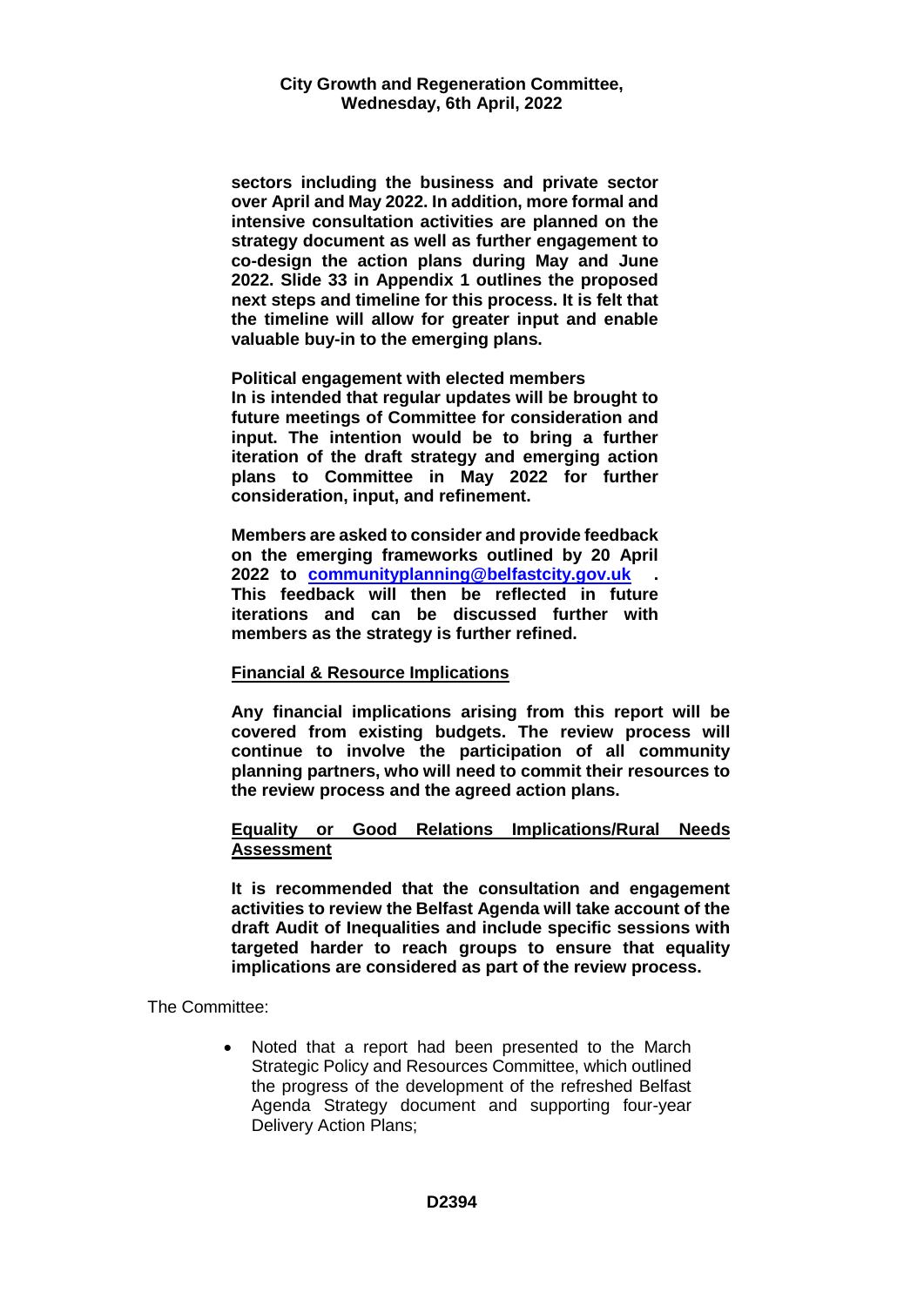**sectors including the business and private sector over April and May 2022. In addition, more formal and intensive consultation activities are planned on the strategy document as well as further engagement to co-design the action plans during May and June 2022. Slide 33 in Appendix 1 outlines the proposed next steps and timeline for this process. It is felt that the timeline will allow for greater input and enable valuable buy-in to the emerging plans.**

**Political engagement with elected members**
**In is intended that regular updates will be brought to future meetings of Committee for consideration and input. The intention would be to bring a further iteration of the draft strategy and emerging action plans to Committee in May 2022 for further consideration, input, and refinement.**

**Members are asked to consider and provide feedback on the emerging frameworks outlined by 20 April 2022 to [communityplanning@belfastcity.gov.uk](mailto:communityplanning@belfastcity.gov.uk) . This feedback will then be reflected in future iterations and can be discussed further with members as the strategy is further refined.**

**<u>Financial & Resource Implications</u>**

**Any financial implications arising from this report will be covered from existing budgets. The review process will continue to involve the participation of all community planning partners, who will need to commit their resources to the review process and the agreed action plans.**

**<u>Equality or Good Relations Implications/Rural Needs Assessment</u>**

**It is recommended that the consultation and engagement activities to review the Belfast Agenda will take account of the draft Audit of Inequalities and include specific sessions with targeted harder to reach groups to ensure that equality implications are considered as part of the review process.**

The Committee:

- Noted that a report had been presented to the March Strategic Policy and Resources Committee, which outlined the progress of the development of the refreshed Belfast Agenda Strategy document and supporting four-year Delivery Action Plans;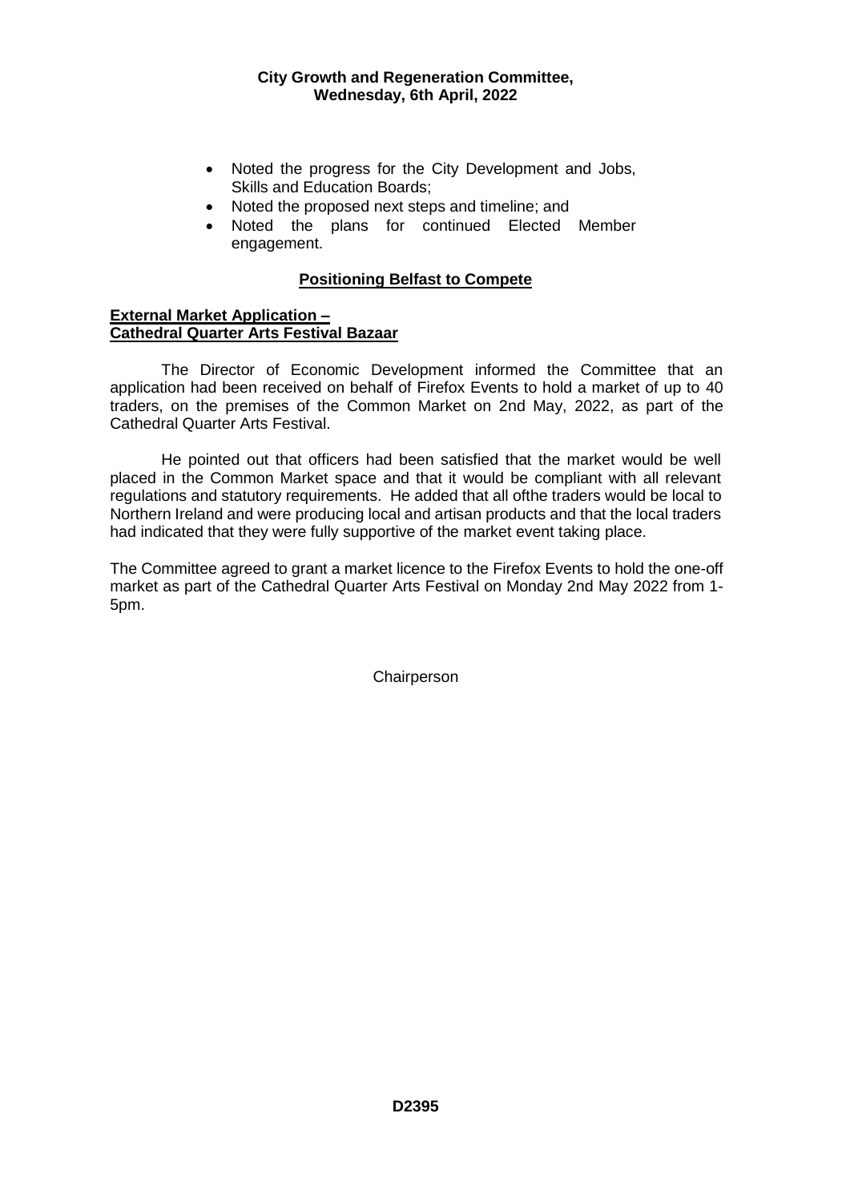- Noted the progress for the City Development and Jobs, Skills and Education Boards;
- Noted the proposed next steps and timeline; and
- Noted the plans for continued Elected Member engagement.

## Positioning Belfast to Compete

### External Market Application – Cathedral Quarter Arts Festival Bazaar

The Director of Economic Development informed the Committee that an application had been received on behalf of Firefox Events to hold a market of up to 40 traders, on the premises of the Common Market on 2nd May, 2022, as part of the Cathedral Quarter Arts Festival.

He pointed out that officers had been satisfied that the market would be well placed in the Common Market space and that it would be compliant with all relevant regulations and statutory requirements. He added that all ofthe traders would be local to Northern Ireland and were producing local and artisan products and that the local traders had indicated that they were fully supportive of the market event taking place.

The Committee agreed to grant a market licence to the Firefox Events to hold the one-off market as part of the Cathedral Quarter Arts Festival on Monday 2nd May 2022 from 1-5pm.

Chairperson